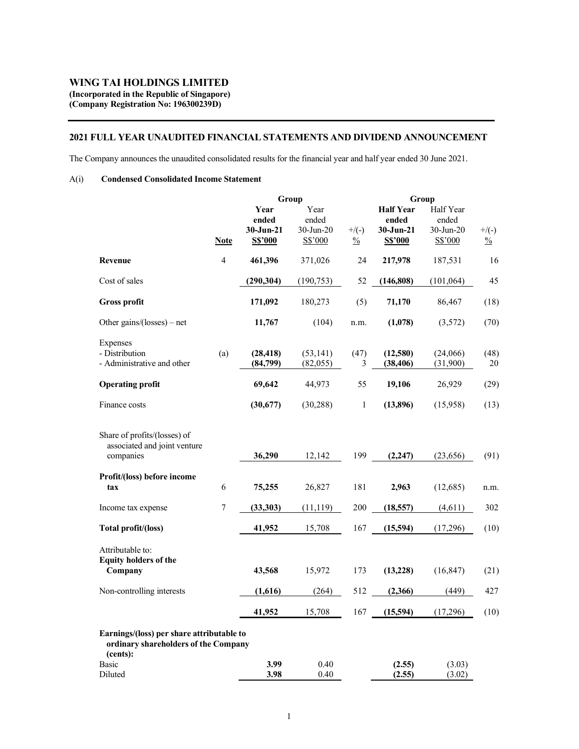**WING TAI HOLDINGS LIMITED**
**(Incorporated in the Republic of Singapore)**
**(Company Registration No: 196300239D)**

## 2021 FULL YEAR UNAUDITED FINANCIAL STATEMENTS AND DIVIDEND ANNOUNCEMENT

The Company announces the unaudited consolidated results for the financial year and half year ended 30 June 2021.

### A(i) Condensed Consolidated Income Statement

| | Note | **Group** | | | **Group** | | |
|---|---|---|---|---|---|---|---|
| | | **Year ended 30-Jun-21 S$'000** | Year ended 30-Jun-20 S$'000 | +/(-) % | **Half Year ended 30-Jun-21 S$'000** | Half Year ended 30-Jun-20 S$'000 | +/(-) % |
| **Revenue** | 4 | **461,396** | 371,026 | 24 | **217,978** | 187,531 | 16 |
| Cost of sales | | **(290,304)** | (190,753) | 52 | **(146,808)** | (101,064) | 45 |
| **Gross profit** | | **171,092** | 180,273 | (5) | **71,170** | 86,467 | (18) |
| Other gains/(losses) – net | | **11,767** | (104) | n.m. | **(1,078)** | (3,572) | (70) |
| Expenses | | | | | | | |
| - Distribution | (a) | **(28,418)** | (53,141) | (47) | **(12,580)** | (24,066) | (48) |
| - Administrative and other | | **(84,799)** | (82,055) | 3 | **(38,406)** | (31,900) | 20 |
| **Operating profit** | | **69,642** | 44,973 | 55 | **19,106** | 26,929 | (29) |
| Finance costs | | **(30,677)** | (30,288) | 1 | **(13,896)** | (15,958) | (13) |
| Share of profits/(losses) of associated and joint venture companies | | **36,290** | 12,142 | 199 | **(2,247)** | (23,656) | (91) |
| **Profit/(loss) before income tax** | 6 | **75,255** | 26,827 | 181 | **2,963** | (12,685) | n.m. |
| Income tax expense | 7 | **(33,303)** | (11,119) | 200 | **(18,557)** | (4,611) | 302 |
| **Total profit/(loss)** | | **41,952** | 15,708 | 167 | **(15,594)** | (17,296) | (10) |
| Attributable to: | | | | | | | |
| **Equity holders of the Company** | | **43,568** | 15,972 | 173 | **(13,228)** | (16,847) | (21) |
| Non-controlling interests | | **(1,616)** | (264) | 512 | **(2,366)** | (449) | 427 |
| | | **41,952** | 15,708 | 167 | **(15,594)** | (17,296) | (10) |
| **Earnings/(loss) per share attributable to ordinary shareholders of the Company (cents):** | | | | | | | |
| Basic | | **3.99** | 0.40 | | **(2.55)** | (3.03) | |
| Diluted | | **3.98** | 0.40 | | **(2.55)** | (3.02) | |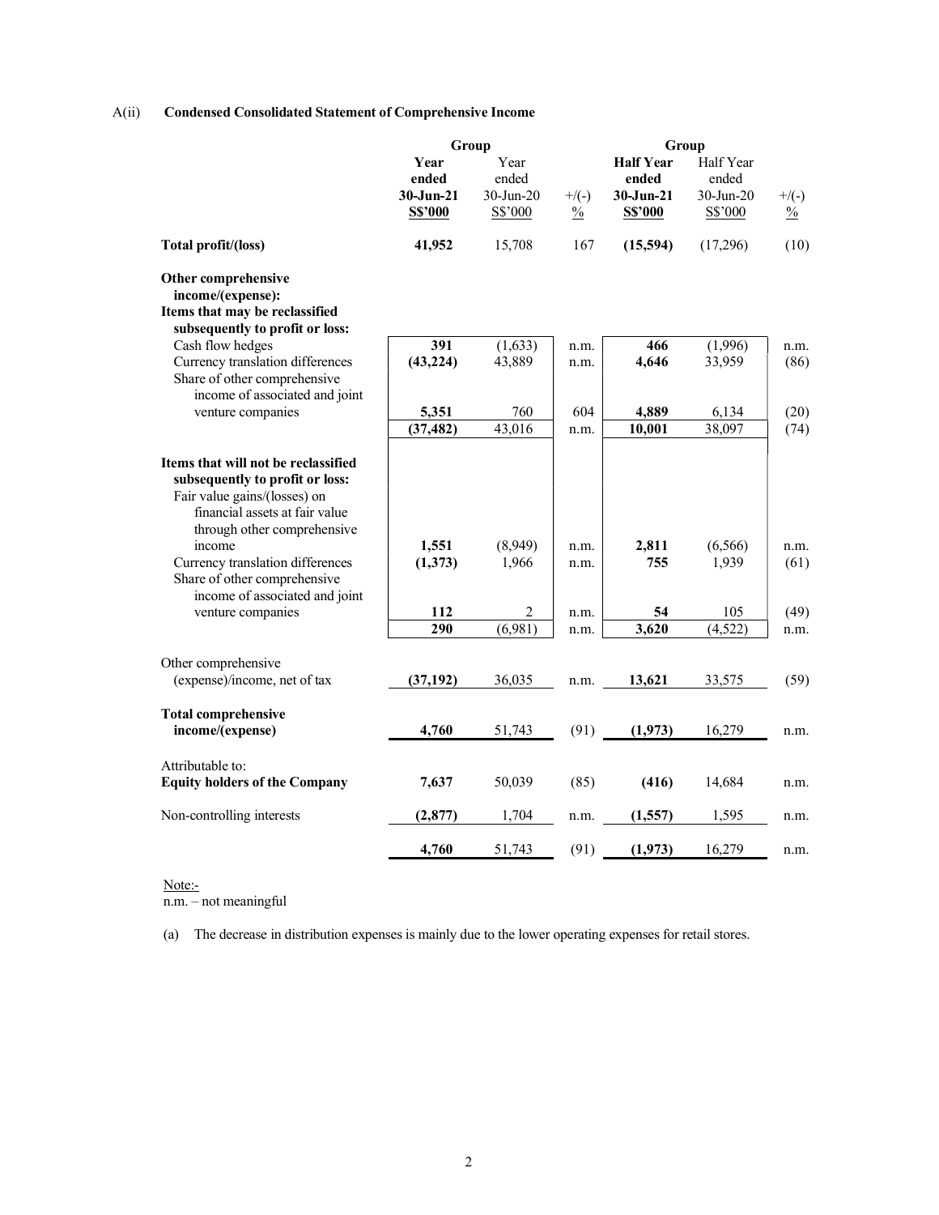A(ii) **Condensed Consolidated Statement of Comprehensive Income**

| | **Group** | | | **Group** | | |
|---|---|---|---|---|---|---|
| | **Year ended 30-Jun-21 S$'000** | Year ended 30-Jun-20 S$'000 | +/(-) % | **Half Year ended 30-Jun-21 S$'000** | Half Year ended 30-Jun-20 S$'000 | +/(-) % |
| **Total profit/(loss)** | **41,952** | 15,708 | 167 | **(15,594)** | (17,296) | (10) |
| **Other comprehensive income/(expense):** | | | | | | |
| **Items that may be reclassified subsequently to profit or loss:** | | | | | | |
| Cash flow hedges | **391** | (1,633) | n.m. | **466** | (1,996) | n.m. |
| Currency translation differences | **(43,224)** | 43,889 | n.m. | **4,646** | 33,959 | (86) |
| Share of other comprehensive income of associated and joint venture companies | **5,351** | 760 | 604 | **4,889** | 6,134 | (20) |
| | **(37,482)** | 43,016 | n.m. | **10,001** | 38,097 | (74) |
| **Items that will not be reclassified subsequently to profit or loss:** | | | | | | |
| Fair value gains/(losses) on financial assets at fair value through other comprehensive income | **1,551** | (8,949) | n.m. | **2,811** | (6,566) | n.m. |
| Currency translation differences | **(1,373)** | 1,966 | n.m. | **755** | 1,939 | (61) |
| Share of other comprehensive income of associated and joint venture companies | **112** | 2 | n.m. | **54** | 105 | (49) |
| | **290** | (6,981) | n.m. | **3,620** | (4,522) | n.m. |
| Other comprehensive (expense)/income, net of tax | **(37,192)** | 36,035 | n.m. | **13,621** | 33,575 | (59) |
| **Total comprehensive income/(expense)** | **4,760** | 51,743 | (91) | **(1,973)** | 16,279 | n.m. |
| Attributable to: | | | | | | |
| **Equity holders of the Company** | **7,637** | 50,039 | (85) | **(416)** | 14,684 | n.m. |
| Non-controlling interests | **(2,877)** | 1,704 | n.m. | **(1,557)** | 1,595 | n.m. |
| | **4,760** | 51,743 | (91) | **(1,973)** | 16,279 | n.m. |

Note:-
n.m. – not meaningful

(a) The decrease in distribution expenses is mainly due to the lower operating expenses for retail stores.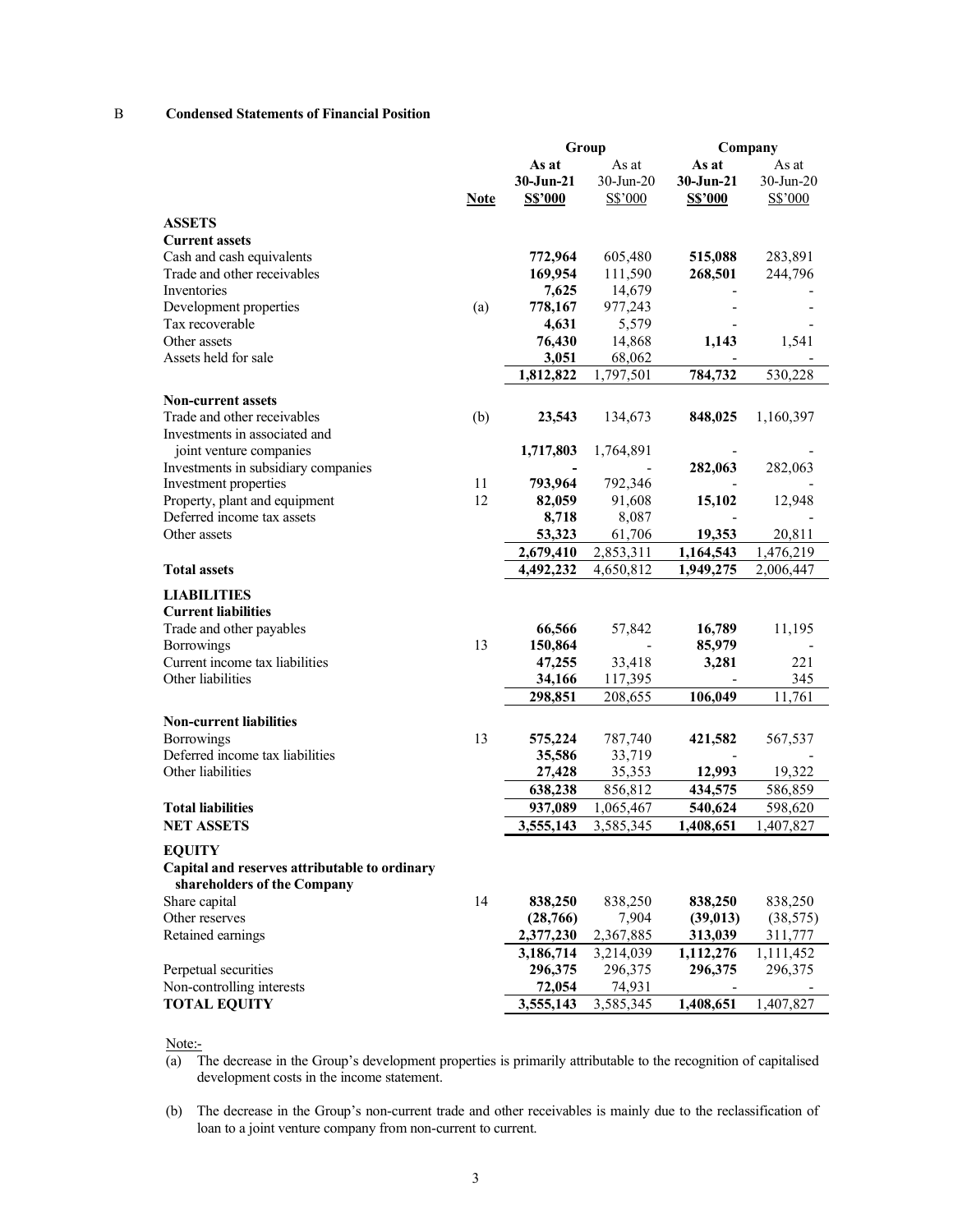B **Condensed Statements of Financial Position**

| | Note | Group | | Company | |
|---|---|---|---|---|---|
| | | **As at 30-Jun-21 S$'000** | As at 30-Jun-20 S$'000 | **As at 30-Jun-21 S$'000** | As at 30-Jun-20 S$'000 |
| **ASSETS** | | | | | |
| **Current assets** | | | | | |
| Cash and cash equivalents | | **772,964** | 605,480 | **515,088** | 283,891 |
| Trade and other receivables | | **169,954** | 111,590 | **268,501** | 244,796 |
| Inventories | | **7,625** | 14,679 | - | - |
| Development properties | (a) | **778,167** | 977,243 | - | - |
| Tax recoverable | | **4,631** | 5,579 | - | - |
| Other assets | | **76,430** | 14,868 | **1,143** | 1,541 |
| Assets held for sale | | **3,051** | 68,062 | - | - |
| | | **1,812,822** | 1,797,501 | **784,732** | 530,228 |
| **Non-current assets** | | | | | |
| Trade and other receivables | (b) | **23,543** | 134,673 | **848,025** | 1,160,397 |
| Investments in associated and joint venture companies | | **1,717,803** | 1,764,891 | - | - |
| Investments in subsidiary companies | | - | - | **282,063** | 282,063 |
| Investment properties | 11 | **793,964** | 792,346 | - | - |
| Property, plant and equipment | 12 | **82,059** | 91,608 | **15,102** | 12,948 |
| Deferred income tax assets | | **8,718** | 8,087 | - | - |
| Other assets | | **53,323** | 61,706 | **19,353** | 20,811 |
| | | **2,679,410** | 2,853,311 | **1,164,543** | 1,476,219 |
| **Total assets** | | **4,492,232** | 4,650,812 | **1,949,275** | 2,006,447 |
| **LIABILITIES** | | | | | |
| **Current liabilities** | | | | | |
| Trade and other payables | | **66,566** | 57,842 | **16,789** | 11,195 |
| Borrowings | 13 | **150,864** | - | **85,979** | - |
| Current income tax liabilities | | **47,255** | 33,418 | **3,281** | 221 |
| Other liabilities | | **34,166** | 117,395 | - | 345 |
| | | **298,851** | 208,655 | **106,049** | 11,761 |
| **Non-current liabilities** | | | | | |
| Borrowings | 13 | **575,224** | 787,740 | **421,582** | 567,537 |
| Deferred income tax liabilities | | **35,586** | 33,719 | - | - |
| Other liabilities | | **27,428** | 35,353 | **12,993** | 19,322 |
| | | **638,238** | 856,812 | **434,575** | 586,859 |
| **Total liabilities** | | **937,089** | 1,065,467 | **540,624** | 598,620 |
| **NET ASSETS** | | **3,555,143** | 3,585,345 | **1,408,651** | 1,407,827 |
| **EQUITY** | | | | | |
| **Capital and reserves attributable to ordinary shareholders of the Company** | | | | | |
| Share capital | 14 | **838,250** | 838,250 | **838,250** | 838,250 |
| Other reserves | | **(28,766)** | 7,904 | **(39,013)** | (38,575) |
| Retained earnings | | **2,377,230** | 2,367,885 | **313,039** | 311,777 |
| | | **3,186,714** | 3,214,039 | **1,112,276** | 1,111,452 |
| Perpetual securities | | **296,375** | 296,375 | **296,375** | 296,375 |
| Non-controlling interests | | **72,054** | 74,931 | - | - |
| **TOTAL EQUITY** | | **3,555,143** | 3,585,345 | **1,408,651** | 1,407,827 |

Note:-

(a) The decrease in the Group's development properties is primarily attributable to the recognition of capitalised development costs in the income statement.

(b) The decrease in the Group's non-current trade and other receivables is mainly due to the reclassification of loan to a joint venture company from non-current to current.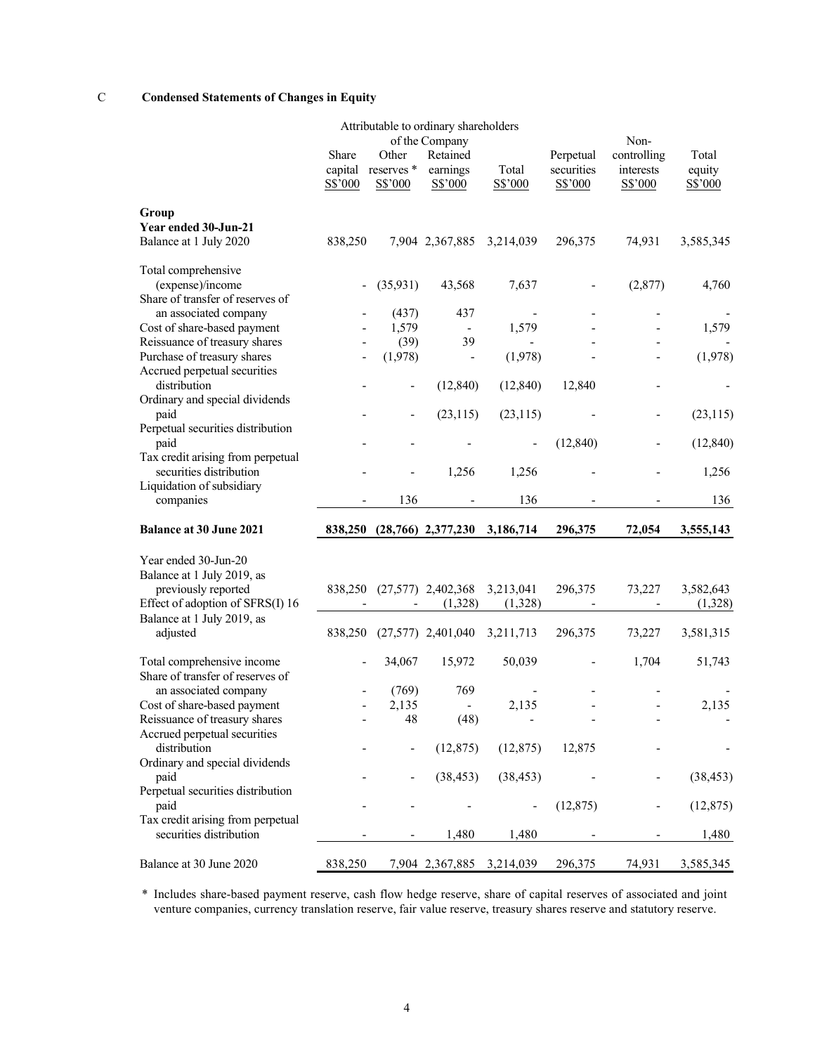C **Condensed Statements of Changes in Equity**

| | Attributable to ordinary shareholders of the Company | | | | | | |
|---|---|---|---|---|---|---|---|
| | Share capital S$'000 | Other reserves * S$'000 | Retained earnings S$'000 | Total S$'000 | Perpetual securities S$'000 | Non-controlling interests S$'000 | Total equity S$'000 |
| **Group** | | | | | | | |
| **Year ended 30-Jun-21** | | | | | | | |
| Balance at 1 July 2020 | 838,250 | 7,904 | 2,367,885 | 3,214,039 | 296,375 | 74,931 | 3,585,345 |
| Total comprehensive (expense)/income | - | (35,931) | 43,568 | 7,637 | - | (2,877) | 4,760 |
| Share of transfer of reserves of an associated company | - | (437) | 437 | - | - | - | - |
| Cost of share-based payment | - | 1,579 | - | 1,579 | - | - | 1,579 |
| Reissuance of treasury shares | - | (39) | 39 | - | - | - | - |
| Purchase of treasury shares | - | (1,978) | - | (1,978) | - | - | (1,978) |
| Accrued perpetual securities distribution | - | - | (12,840) | (12,840) | 12,840 | - | - |
| Ordinary and special dividends paid | - | - | (23,115) | (23,115) | - | - | (23,115) |
| Perpetual securities distribution paid | - | - | - | - | (12,840) | - | (12,840) |
| Tax credit arising from perpetual securities distribution | - | - | 1,256 | 1,256 | - | - | 1,256 |
| Liquidation of subsidiary companies | - | 136 | - | 136 | - | - | 136 |
| **Balance at 30 June 2021** | **838,250** | **(28,766)** | **2,377,230** | **3,186,714** | **296,375** | **72,054** | **3,555,143** |
| Year ended 30-Jun-20 | | | | | | | |
| Balance at 1 July 2019, as previously reported | 838,250 | (27,577) | 2,402,368 | 3,213,041 | 296,375 | 73,227 | 3,582,643 |
| Effect of adoption of SFRS(I) 16 | - | - | (1,328) | (1,328) | - | - | (1,328) |
| Balance at 1 July 2019, as adjusted | 838,250 | (27,577) | 2,401,040 | 3,211,713 | 296,375 | 73,227 | 3,581,315 |
| Total comprehensive income | - | 34,067 | 15,972 | 50,039 | - | 1,704 | 51,743 |
| Share of transfer of reserves of an associated company | - | (769) | 769 | - | - | - | - |
| Cost of share-based payment | - | 2,135 | - | 2,135 | - | - | 2,135 |
| Reissuance of treasury shares | - | 48 | (48) | - | - | - | - |
| Accrued perpetual securities distribution | - | - | (12,875) | (12,875) | 12,875 | - | - |
| Ordinary and special dividends paid | - | - | (38,453) | (38,453) | - | - | (38,453) |
| Perpetual securities distribution paid | - | - | - | - | (12,875) | - | (12,875) |
| Tax credit arising from perpetual securities distribution | - | - | 1,480 | 1,480 | - | - | 1,480 |
| Balance at 30 June 2020 | 838,250 | 7,904 | 2,367,885 | 3,214,039 | 296,375 | 74,931 | 3,585,345 |

\* Includes share-based payment reserve, cash flow hedge reserve, share of capital reserves of associated and joint venture companies, currency translation reserve, fair value reserve, treasury shares reserve and statutory reserve.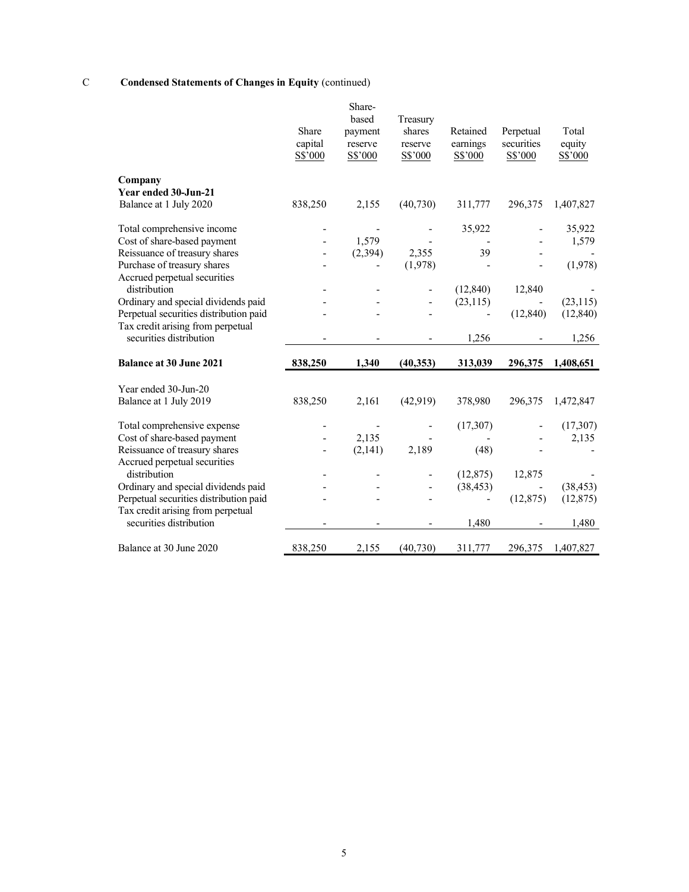C **Condensed Statements of Changes in Equity** (continued)

| | Share capital S$'000 | Share-based payment reserve S$'000 | Treasury shares reserve S$'000 | Retained earnings S$'000 | Perpetual securities S$'000 | Total equity S$'000 |
|---|---|---|---|---|---|---|
| **Company** | | | | | | |
| **Year ended 30-Jun-21** | | | | | | |
| Balance at 1 July 2020 | 838,250 | 2,155 | (40,730) | 311,777 | 296,375 | 1,407,827 |
| Total comprehensive income | - | - | - | 35,922 | - | 35,922 |
| Cost of share-based payment | - | 1,579 | - | - | - | 1,579 |
| Reissuance of treasury shares | - | (2,394) | 2,355 | 39 | - | - |
| Purchase of treasury shares | - | - | (1,978) | - | - | (1,978) |
| Accrued perpetual securities distribution | - | - | - | (12,840) | 12,840 | - |
| Ordinary and special dividends paid | - | - | - | (23,115) | - | (23,115) |
| Perpetual securities distribution paid | - | - | - | - | (12,840) | (12,840) |
| Tax credit arising from perpetual securities distribution | - | - | - | 1,256 | - | 1,256 |
| **Balance at 30 June 2021** | **838,250** | **1,340** | **(40,353)** | **313,039** | **296,375** | **1,408,651** |
| Year ended 30-Jun-20 | | | | | | |
| Balance at 1 July 2019 | 838,250 | 2,161 | (42,919) | 378,980 | 296,375 | 1,472,847 |
| Total comprehensive expense | - | - | - | (17,307) | - | (17,307) |
| Cost of share-based payment | - | 2,135 | - | - | - | 2,135 |
| Reissuance of treasury shares | - | (2,141) | 2,189 | (48) | - | - |
| Accrued perpetual securities distribution | - | - | - | (12,875) | 12,875 | - |
| Ordinary and special dividends paid | - | - | - | (38,453) | - | (38,453) |
| Perpetual securities distribution paid | - | - | - | - | (12,875) | (12,875) |
| Tax credit arising from perpetual securities distribution | - | - | - | 1,480 | - | 1,480 |
| Balance at 30 June 2020 | 838,250 | 2,155 | (40,730) | 311,777 | 296,375 | 1,407,827 |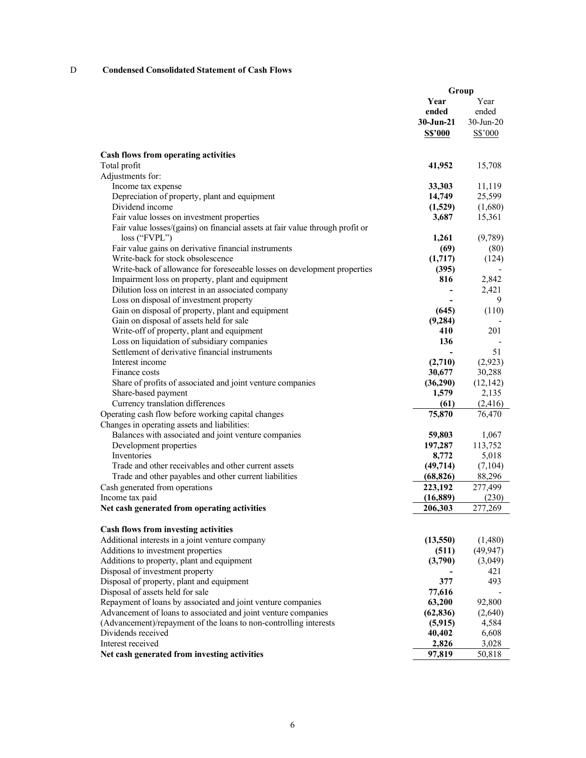D **Condensed Consolidated Statement of Cash Flows**

| | Group | |
|---|---|---|
| | **Year ended 30-Jun-21 S$'000** | Year ended 30-Jun-20 S$'000 |
| **Cash flows from operating activities** | | |
| Total profit | **41,952** | 15,708 |
| Adjustments for: | | |
| Income tax expense | **33,303** | 11,119 |
| Depreciation of property, plant and equipment | **14,749** | 25,599 |
| Dividend income | **(1,529)** | (1,680) |
| Fair value losses on investment properties | **3,687** | 15,361 |
| Fair value losses/(gains) on financial assets at fair value through profit or loss ("FVPL") | **1,261** | (9,789) |
| Fair value gains on derivative financial instruments | **(69)** | (80) |
| Write-back for stock obsolescence | **(1,717)** | (124) |
| Write-back of allowance for foreseeable losses on development properties | **(395)** | - |
| Impairment loss on property, plant and equipment | **816** | 2,842 |
| Dilution loss on interest in an associated company | **-** | 2,421 |
| Loss on disposal of investment property | **-** | 9 |
| Gain on disposal of property, plant and equipment | **(645)** | (110) |
| Gain on disposal of assets held for sale | **(9,284)** | - |
| Write-off of property, plant and equipment | **410** | 201 |
| Loss on liquidation of subsidiary companies | **136** | - |
| Settlement of derivative financial instruments | **-** | 51 |
| Interest income | **(2,710)** | (2,923) |
| Finance costs | **30,677** | 30,288 |
| Share of profits of associated and joint venture companies | **(36,290)** | (12,142) |
| Share-based payment | **1,579** | 2,135 |
| Currency translation differences | **(61)** | (2,416) |
| Operating cash flow before working capital changes | **75,870** | 76,470 |
| Changes in operating assets and liabilities: | | |
| Balances with associated and joint venture companies | **59,803** | 1,067 |
| Development properties | **197,287** | 113,752 |
| Inventories | **8,772** | 5,018 |
| Trade and other receivables and other current assets | **(49,714)** | (7,104) |
| Trade and other payables and other current liabilities | **(68,826)** | 88,296 |
| Cash generated from operations | **223,192** | 277,499 |
| Income tax paid | **(16,889)** | (230) |
| **Net cash generated from operating activities** | **206,303** | 277,269 |
| | | |
| **Cash flows from investing activities** | | |
| Additional interests in a joint venture company | **(13,550)** | (1,480) |
| Additions to investment properties | **(511)** | (49,947) |
| Additions to property, plant and equipment | **(3,790)** | (3,049) |
| Disposal of investment property | **-** | 421 |
| Disposal of property, plant and equipment | **377** | 493 |
| Disposal of assets held for sale | **77,616** | - |
| Repayment of loans by associated and joint venture companies | **63,200** | 92,800 |
| Advancement of loans to associated and joint venture companies | **(62,836)** | (2,640) |
| (Advancement)/repayment of the loans to non-controlling interests | **(5,915)** | 4,584 |
| Dividends received | **40,402** | 6,608 |
| Interest received | **2,826** | 3,028 |
| **Net cash generated from investing activities** | **97,819** | 50,818 |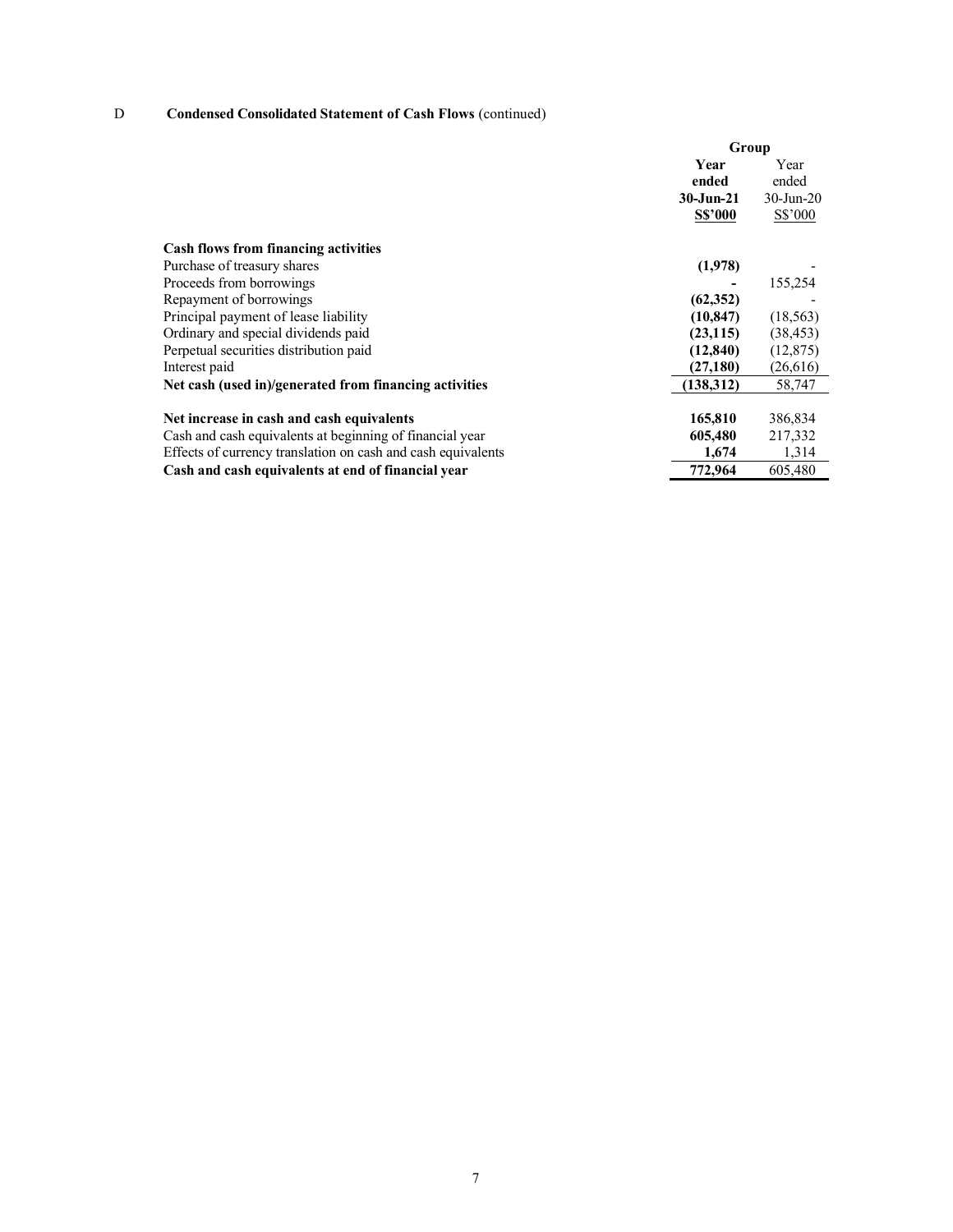D **Condensed Consolidated Statement of Cash Flows** (continued)

| | Group | |
|---|---|---|
| | **Year ended 30-Jun-21 S$'000** | Year ended 30-Jun-20 S$'000 |
| **Cash flows from financing activities** | | |
| Purchase of treasury shares | **(1,978)** | - |
| Proceeds from borrowings | **-** | 155,254 |
| Repayment of borrowings | **(62,352)** | - |
| Principal payment of lease liability | **(10,847)** | (18,563) |
| Ordinary and special dividends paid | **(23,115)** | (38,453) |
| Perpetual securities distribution paid | **(12,840)** | (12,875) |
| Interest paid | **(27,180)** | (26,616) |
| **Net cash (used in)/generated from financing activities** | **(138,312)** | 58,747 |
| | | |
| **Net increase in cash and cash equivalents** | **165,810** | 386,834 |
| Cash and cash equivalents at beginning of financial year | **605,480** | 217,332 |
| Effects of currency translation on cash and cash equivalents | **1,674** | 1,314 |
| **Cash and cash equivalents at end of financial year** | **772,964** | 605,480 |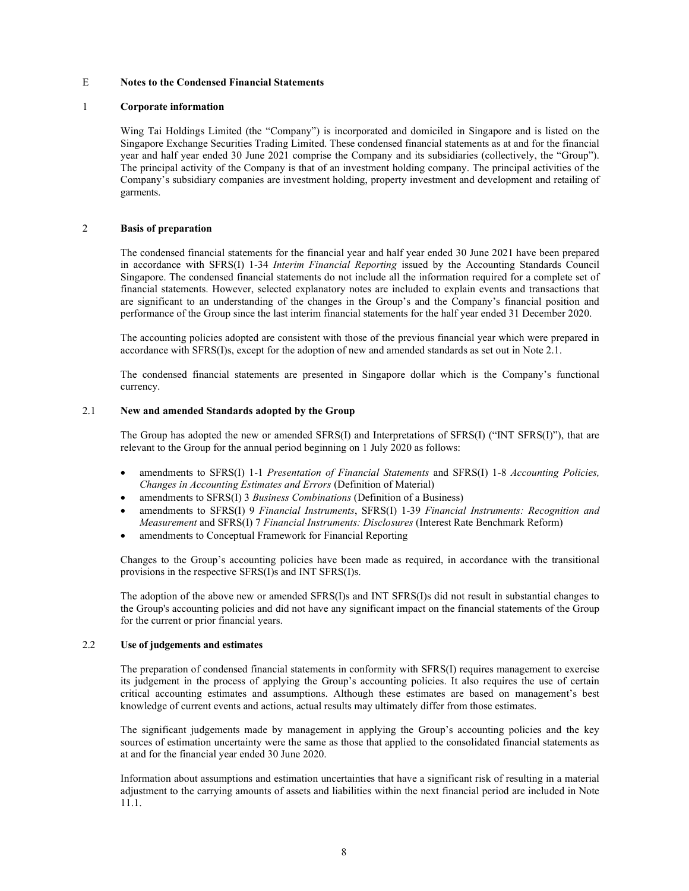## E Notes to the Condensed Financial Statements

### 1 Corporate information

Wing Tai Holdings Limited (the "Company") is incorporated and domiciled in Singapore and is listed on the Singapore Exchange Securities Trading Limited. These condensed financial statements as at and for the financial year and half year ended 30 June 2021 comprise the Company and its subsidiaries (collectively, the "Group"). The principal activity of the Company is that of an investment holding company. The principal activities of the Company's subsidiary companies are investment holding, property investment and development and retailing of garments.

### 2 Basis of preparation

The condensed financial statements for the financial year and half year ended 30 June 2021 have been prepared in accordance with SFRS(I) 1-34 *Interim Financial Reporting* issued by the Accounting Standards Council Singapore. The condensed financial statements do not include all the information required for a complete set of financial statements. However, selected explanatory notes are included to explain events and transactions that are significant to an understanding of the changes in the Group's and the Company's financial position and performance of the Group since the last interim financial statements for the half year ended 31 December 2020.

The accounting policies adopted are consistent with those of the previous financial year which were prepared in accordance with SFRS(I)s, except for the adoption of new and amended standards as set out in Note 2.1.

The condensed financial statements are presented in Singapore dollar which is the Company's functional currency.

### 2.1 New and amended Standards adopted by the Group

The Group has adopted the new or amended SFRS(I) and Interpretations of SFRS(I) ("INT SFRS(I)"), that are relevant to the Group for the annual period beginning on 1 July 2020 as follows:

- amendments to SFRS(I) 1-1 *Presentation of Financial Statements* and SFRS(I) 1-8 *Accounting Policies, Changes in Accounting Estimates and Errors* (Definition of Material)
- amendments to SFRS(I) 3 *Business Combinations* (Definition of a Business)
- amendments to SFRS(I) 9 *Financial Instruments*, SFRS(I) 1-39 *Financial Instruments: Recognition and Measurement* and SFRS(I) 7 *Financial Instruments: Disclosures* (Interest Rate Benchmark Reform)
- amendments to Conceptual Framework for Financial Reporting

Changes to the Group's accounting policies have been made as required, in accordance with the transitional provisions in the respective SFRS(I)s and INT SFRS(I)s.

The adoption of the above new or amended SFRS(I)s and INT SFRS(I)s did not result in substantial changes to the Group's accounting policies and did not have any significant impact on the financial statements of the Group for the current or prior financial years.

### 2.2 Use of judgements and estimates

The preparation of condensed financial statements in conformity with SFRS(I) requires management to exercise its judgement in the process of applying the Group's accounting policies. It also requires the use of certain critical accounting estimates and assumptions. Although these estimates are based on management's best knowledge of current events and actions, actual results may ultimately differ from those estimates.

The significant judgements made by management in applying the Group's accounting policies and the key sources of estimation uncertainty were the same as those that applied to the consolidated financial statements as at and for the financial year ended 30 June 2020.

Information about assumptions and estimation uncertainties that have a significant risk of resulting in a material adjustment to the carrying amounts of assets and liabilities within the next financial period are included in Note 11.1.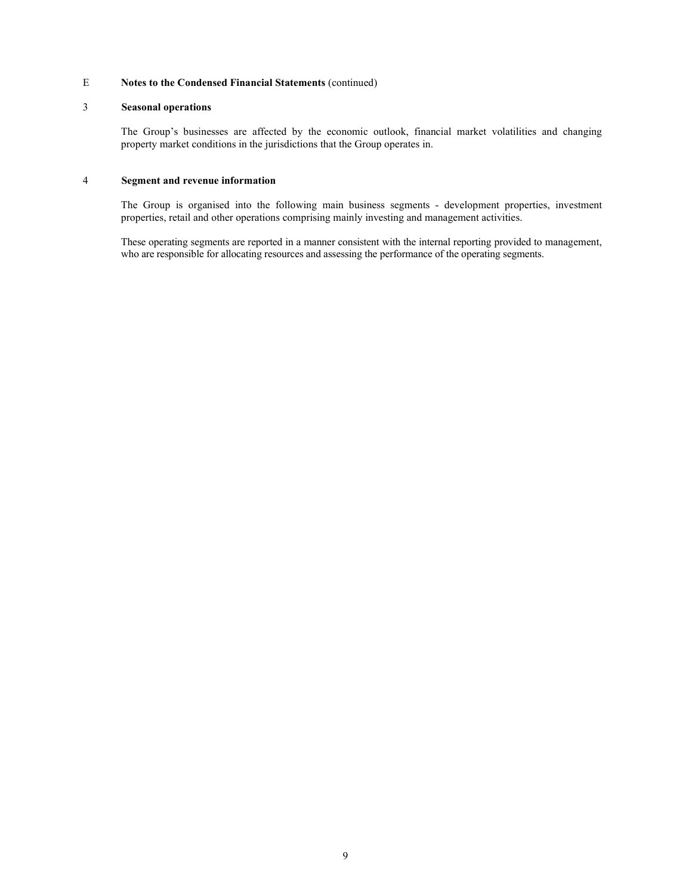E **Notes to the Condensed Financial Statements** (continued)

## 3 Seasonal operations

The Group's businesses are affected by the economic outlook, financial market volatilities and changing property market conditions in the jurisdictions that the Group operates in.

## 4 Segment and revenue information

The Group is organised into the following main business segments - development properties, investment properties, retail and other operations comprising mainly investing and management activities.

These operating segments are reported in a manner consistent with the internal reporting provided to management, who are responsible for allocating resources and assessing the performance of the operating segments.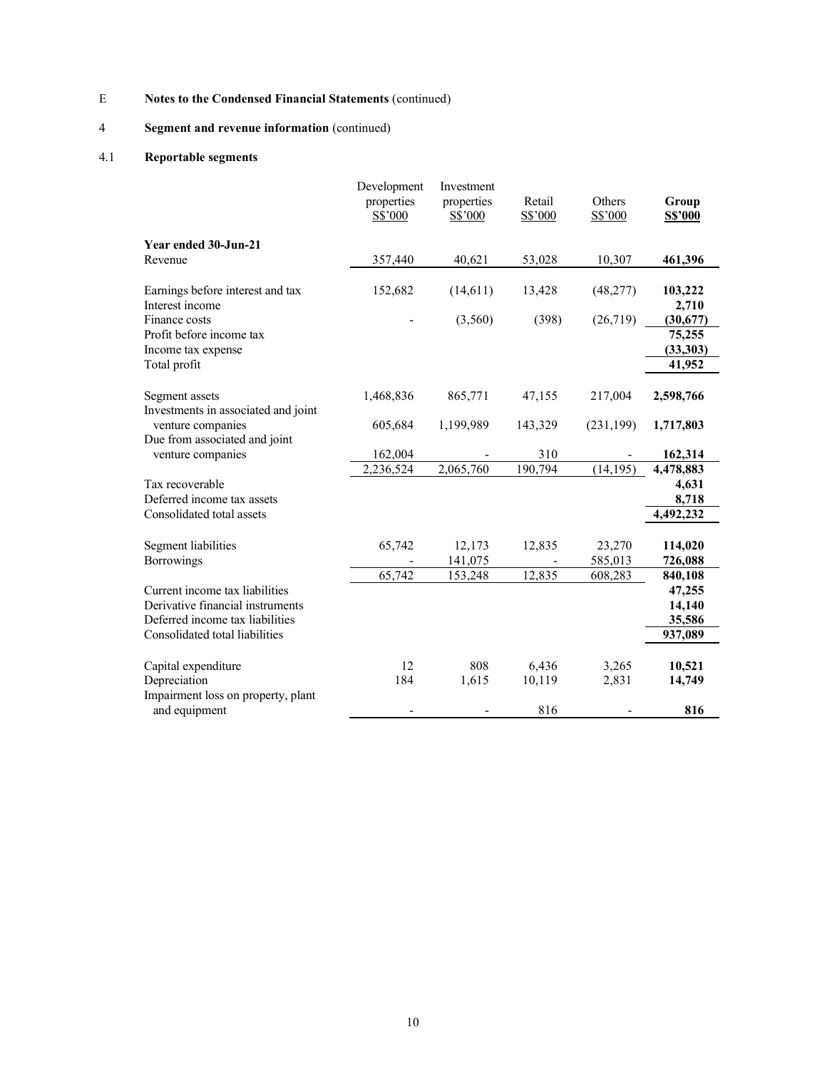E **Notes to the Condensed Financial Statements** (continued)

4 **Segment and revenue information** (continued)

4.1 **Reportable segments**

| | Development properties S$'000 | Investment properties S$'000 | Retail S$'000 | Others S$'000 | **Group S$'000** |
|---|---|---|---|---|---|
| **Year ended 30-Jun-21** | | | | | |
| Revenue | 357,440 | 40,621 | 53,028 | 10,307 | **461,396** |
| | | | | | |
| Earnings before interest and tax | 152,682 | (14,611) | 13,428 | (48,277) | **103,222** |
| Interest income | | | | | **2,710** |
| Finance costs | - | (3,560) | (398) | (26,719) | **(30,677)** |
| Profit before income tax | | | | | **75,255** |
| Income tax expense | | | | | **(33,303)** |
| Total profit | | | | | **41,952** |
| | | | | | |
| Segment assets | 1,468,836 | 865,771 | 47,155 | 217,004 | **2,598,766** |
| Investments in associated and joint venture companies | 605,684 | 1,199,989 | 143,329 | (231,199) | **1,717,803** |
| Due from associated and joint venture companies | 162,004 | - | 310 | - | **162,314** |
| | 2,236,524 | 2,065,760 | 190,794 | (14,195) | **4,478,883** |
| Tax recoverable | | | | | **4,631** |
| Deferred income tax assets | | | | | **8,718** |
| Consolidated total assets | | | | | **4,492,232** |
| | | | | | |
| Segment liabilities | 65,742 | 12,173 | 12,835 | 23,270 | **114,020** |
| Borrowings | - | 141,075 | - | 585,013 | **726,088** |
| | 65,742 | 153,248 | 12,835 | 608,283 | **840,108** |
| Current income tax liabilities | | | | | **47,255** |
| Derivative financial instruments | | | | | **14,140** |
| Deferred income tax liabilities | | | | | **35,586** |
| Consolidated total liabilities | | | | | **937,089** |
| | | | | | |
| Capital expenditure | 12 | 808 | 6,436 | 3,265 | **10,521** |
| Depreciation | 184 | 1,615 | 10,119 | 2,831 | **14,749** |
| Impairment loss on property, plant and equipment | - | - | 816 | - | **816** |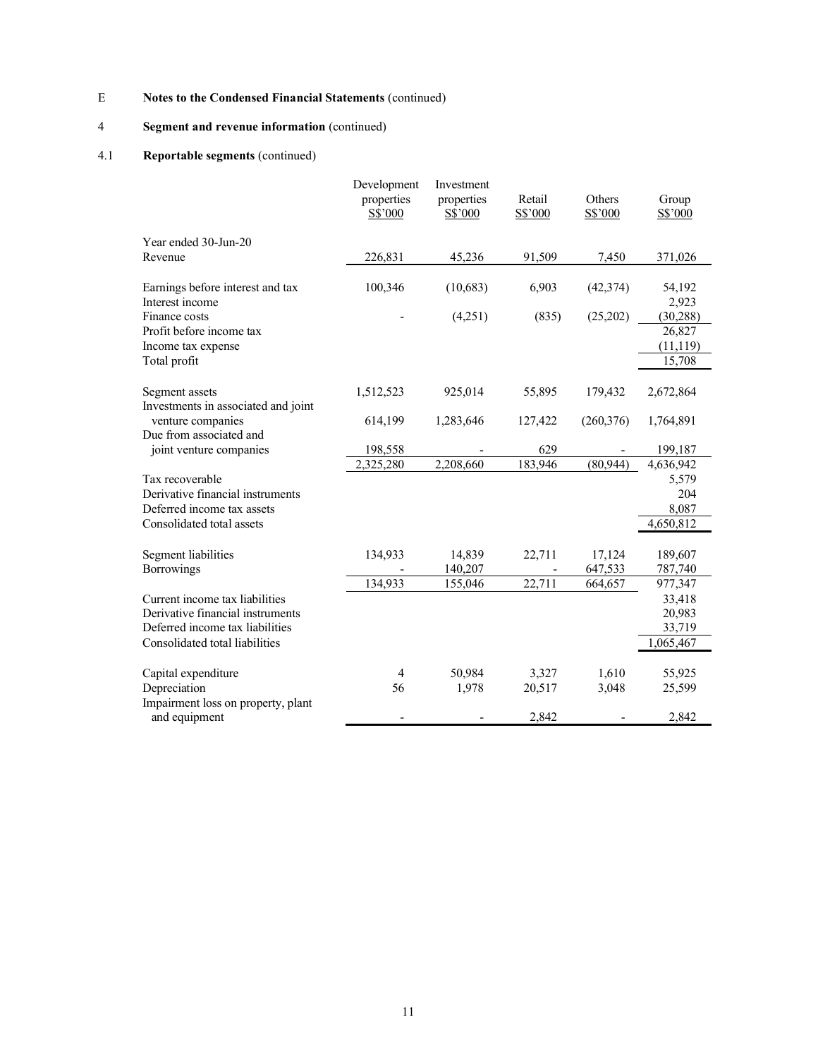E **Notes to the Condensed Financial Statements** (continued)

4 **Segment and revenue information** (continued)

4.1 **Reportable segments** (continued)

| | Development properties S$'000 | Investment properties S$'000 | Retail S$'000 | Others S$'000 | Group S$'000 |
|---|---|---|---|---|---|
| Year ended 30-Jun-20 | | | | | |
| Revenue | 226,831 | 45,236 | 91,509 | 7,450 | 371,026 |
| Earnings before interest and tax | 100,346 | (10,683) | 6,903 | (42,374) | 54,192 |
| Interest income | | | | | 2,923 |
| Finance costs | - | (4,251) | (835) | (25,202) | (30,288) |
| Profit before income tax | | | | | 26,827 |
| Income tax expense | | | | | (11,119) |
| Total profit | | | | | 15,708 |
| Segment assets | 1,512,523 | 925,014 | 55,895 | 179,432 | 2,672,864 |
| Investments in associated and joint venture companies | 614,199 | 1,283,646 | 127,422 | (260,376) | 1,764,891 |
| Due from associated and joint venture companies | 198,558 | - | 629 | - | 199,187 |
| | 2,325,280 | 2,208,660 | 183,946 | (80,944) | 4,636,942 |
| Tax recoverable | | | | | 5,579 |
| Derivative financial instruments | | | | | 204 |
| Deferred income tax assets | | | | | 8,087 |
| Consolidated total assets | | | | | 4,650,812 |
| Segment liabilities | 134,933 | 14,839 | 22,711 | 17,124 | 189,607 |
| Borrowings | - | 140,207 | - | 647,533 | 787,740 |
| | 134,933 | 155,046 | 22,711 | 664,657 | 977,347 |
| Current income tax liabilities | | | | | 33,418 |
| Derivative financial instruments | | | | | 20,983 |
| Deferred income tax liabilities | | | | | 33,719 |
| Consolidated total liabilities | | | | | 1,065,467 |
| Capital expenditure | 4 | 50,984 | 3,327 | 1,610 | 55,925 |
| Depreciation | 56 | 1,978 | 20,517 | 3,048 | 25,599 |
| Impairment loss on property, plant and equipment | - | - | 2,842 | - | 2,842 |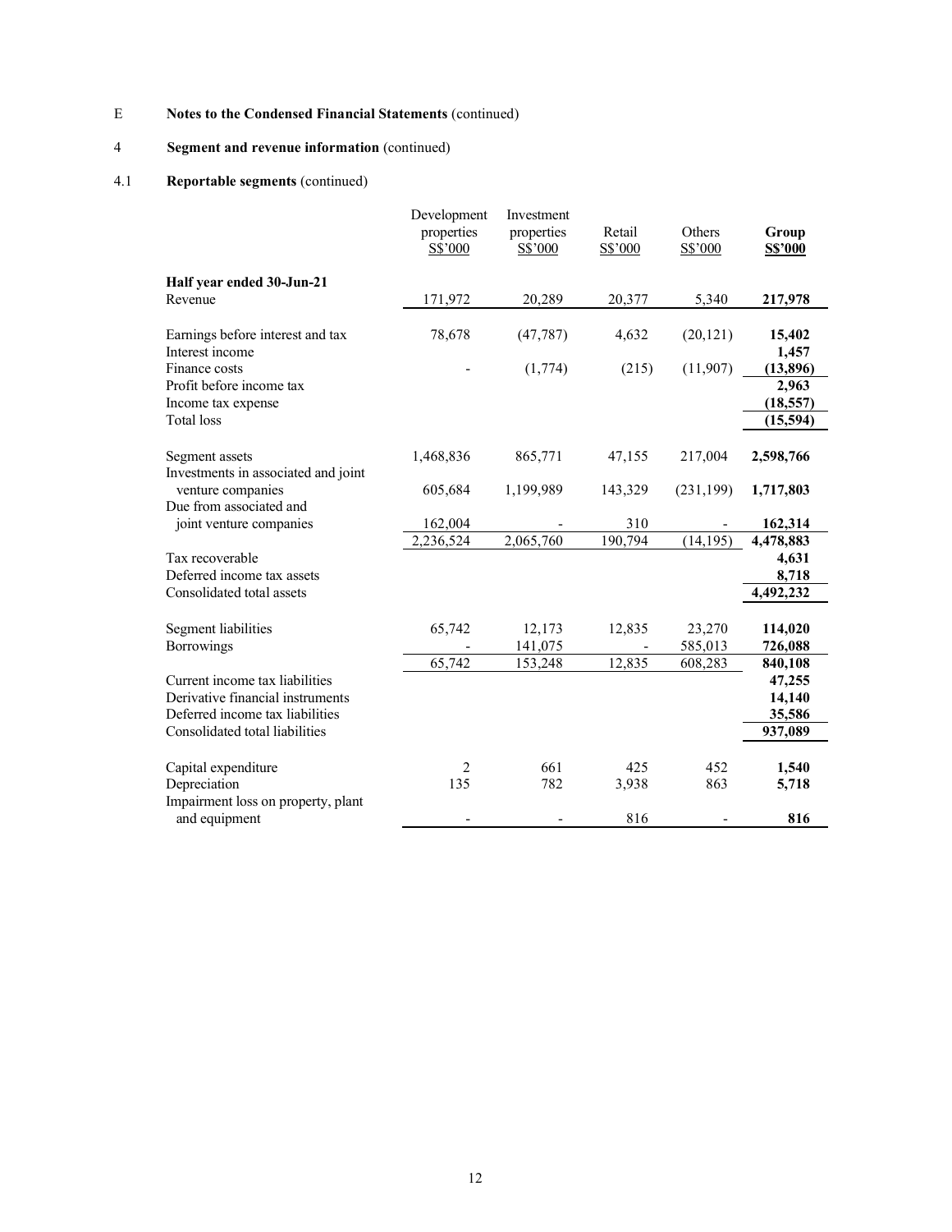E **Notes to the Condensed Financial Statements** (continued)

4 **Segment and revenue information** (continued)

4.1 **Reportable segments** (continued)

| | Development properties S$'000 | Investment properties S$'000 | Retail S$'000 | Others S$'000 | **Group S$'000** |
|---|---|---|---|---|---|
| **Half year ended 30-Jun-21** | | | | | |
| Revenue | 171,972 | 20,289 | 20,377 | 5,340 | **217,978** |
| | | | | | |
| Earnings before interest and tax | 78,678 | (47,787) | 4,632 | (20,121) | **15,402** |
| Interest income | | | | | **1,457** |
| Finance costs | - | (1,774) | (215) | (11,907) | **(13,896)** |
| Profit before income tax | | | | | **2,963** |
| Income tax expense | | | | | **(18,557)** |
| Total loss | | | | | **(15,594)** |
| | | | | | |
| Segment assets | 1,468,836 | 865,771 | 47,155 | 217,004 | **2,598,766** |
| Investments in associated and joint venture companies | 605,684 | 1,199,989 | 143,329 | (231,199) | **1,717,803** |
| Due from associated and joint venture companies | 162,004 | - | 310 | - | **162,314** |
| | 2,236,524 | 2,065,760 | 190,794 | (14,195) | **4,478,883** |
| Tax recoverable | | | | | **4,631** |
| Deferred income tax assets | | | | | **8,718** |
| Consolidated total assets | | | | | **4,492,232** |
| | | | | | |
| Segment liabilities | 65,742 | 12,173 | 12,835 | 23,270 | **114,020** |
| Borrowings | - | 141,075 | - | 585,013 | **726,088** |
| | 65,742 | 153,248 | 12,835 | 608,283 | **840,108** |
| Current income tax liabilities | | | | | **47,255** |
| Derivative financial instruments | | | | | **14,140** |
| Deferred income tax liabilities | | | | | **35,586** |
| Consolidated total liabilities | | | | | **937,089** |
| | | | | | |
| Capital expenditure | 2 | 661 | 425 | 452 | **1,540** |
| Depreciation | 135 | 782 | 3,938 | 863 | **5,718** |
| Impairment loss on property, plant and equipment | - | - | 816 | - | **816** |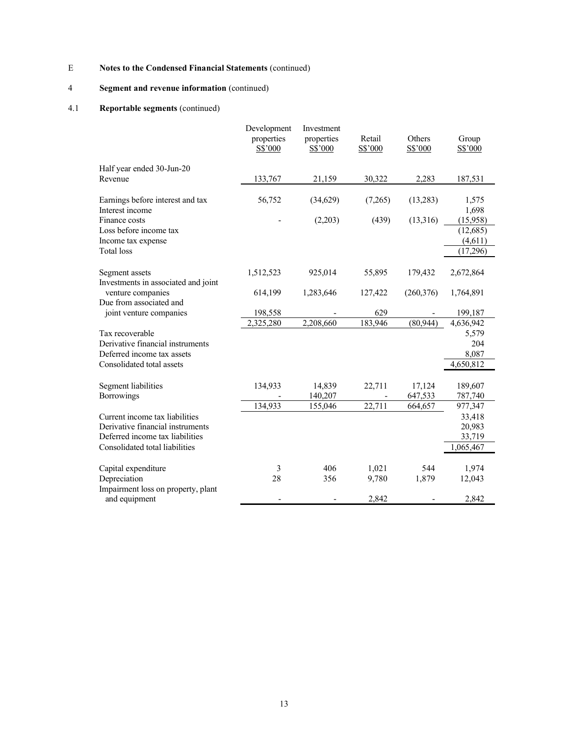E **Notes to the Condensed Financial Statements** (continued)

4 **Segment and revenue information** (continued)

4.1 **Reportable segments** (continued)

| | Development properties S$'000 | Investment properties S$'000 | Retail S$'000 | Others S$'000 | Group S$'000 |
|---|---|---|---|---|---|
| Half year ended 30-Jun-20 | | | | | |
| Revenue | 133,767 | 21,159 | 30,322 | 2,283 | 187,531 |
| | | | | | |
| Earnings before interest and tax | 56,752 | (34,629) | (7,265) | (13,283) | 1,575 |
| Interest income | | | | | 1,698 |
| Finance costs | - | (2,203) | (439) | (13,316) | (15,958) |
| Loss before income tax | | | | | (12,685) |
| Income tax expense | | | | | (4,611) |
| Total loss | | | | | (17,296) |
| | | | | | |
| Segment assets | 1,512,523 | 925,014 | 55,895 | 179,432 | 2,672,864 |
| Investments in associated and joint venture companies | 614,199 | 1,283,646 | 127,422 | (260,376) | 1,764,891 |
| Due from associated and joint venture companies | 198,558 | - | 629 | - | 199,187 |
| | 2,325,280 | 2,208,660 | 183,946 | (80,944) | 4,636,942 |
| Tax recoverable | | | | | 5,579 |
| Derivative financial instruments | | | | | 204 |
| Deferred income tax assets | | | | | 8,087 |
| Consolidated total assets | | | | | 4,650,812 |
| | | | | | |
| Segment liabilities | 134,933 | 14,839 | 22,711 | 17,124 | 189,607 |
| Borrowings | - | 140,207 | - | 647,533 | 787,740 |
| | 134,933 | 155,046 | 22,711 | 664,657 | 977,347 |
| Current income tax liabilities | | | | | 33,418 |
| Derivative financial instruments | | | | | 20,983 |
| Deferred income tax liabilities | | | | | 33,719 |
| Consolidated total liabilities | | | | | 1,065,467 |
| | | | | | |
| Capital expenditure | 3 | 406 | 1,021 | 544 | 1,974 |
| Depreciation | 28 | 356 | 9,780 | 1,879 | 12,043 |
| Impairment loss on property, plant and equipment | - | - | 2,842 | - | 2,842 |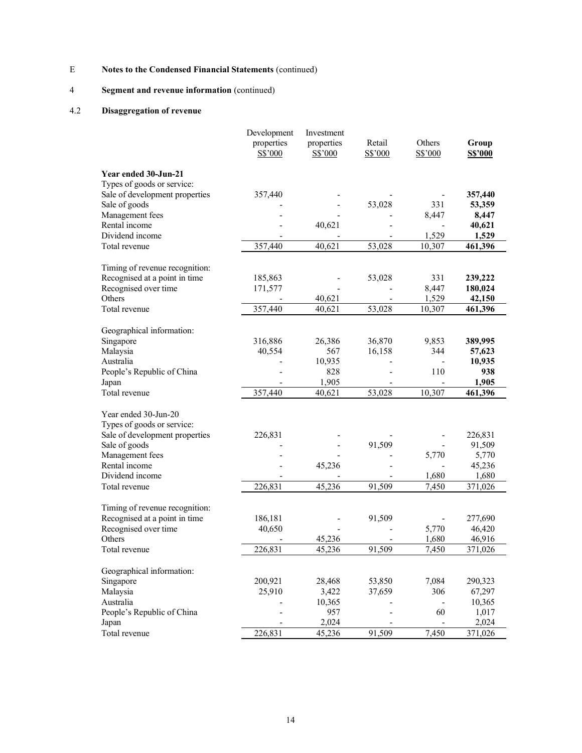E **Notes to the Condensed Financial Statements** (continued)

4 **Segment and revenue information** (continued)

4.2 **Disaggregation of revenue**

| | Development properties S$'000 | Investment properties S$'000 | Retail S$'000 | Others S$'000 | **Group S$'000** |
|---|---|---|---|---|---|
| **Year ended 30-Jun-21** | | | | | |
| Types of goods or service: | | | | | |
| Sale of development properties | 357,440 | - | - | - | **357,440** |
| Sale of goods | - | - | 53,028 | 331 | **53,359** |
| Management fees | - | - | - | 8,447 | **8,447** |
| Rental income | - | 40,621 | - | - | **40,621** |
| Dividend income | - | - | - | 1,529 | **1,529** |
| Total revenue | 357,440 | 40,621 | 53,028 | 10,307 | **461,396** |
| | | | | | |
| Timing of revenue recognition: | | | | | |
| Recognised at a point in time | 185,863 | - | 53,028 | 331 | **239,222** |
| Recognised over time | 171,577 | - | - | 8,447 | **180,024** |
| Others | - | 40,621 | - | 1,529 | **42,150** |
| Total revenue | 357,440 | 40,621 | 53,028 | 10,307 | **461,396** |
| | | | | | |
| Geographical information: | | | | | |
| Singapore | 316,886 | 26,386 | 36,870 | 9,853 | **389,995** |
| Malaysia | 40,554 | 567 | 16,158 | 344 | **57,623** |
| Australia | - | 10,935 | - | - | **10,935** |
| People's Republic of China | - | 828 | - | 110 | **938** |
| Japan | - | 1,905 | - | - | **1,905** |
| Total revenue | 357,440 | 40,621 | 53,028 | 10,307 | **461,396** |
| | | | | | |
| Year ended 30-Jun-20 | | | | | |
| Types of goods or service: | | | | | |
| Sale of development properties | 226,831 | - | - | - | 226,831 |
| Sale of goods | - | - | 91,509 | - | 91,509 |
| Management fees | - | - | - | 5,770 | 5,770 |
| Rental income | - | 45,236 | - | - | 45,236 |
| Dividend income | - | - | - | 1,680 | 1,680 |
| Total revenue | 226,831 | 45,236 | 91,509 | 7,450 | 371,026 |
| | | | | | |
| Timing of revenue recognition: | | | | | |
| Recognised at a point in time | 186,181 | - | 91,509 | - | 277,690 |
| Recognised over time | 40,650 | - | - | 5,770 | 46,420 |
| Others | - | 45,236 | - | 1,680 | 46,916 |
| Total revenue | 226,831 | 45,236 | 91,509 | 7,450 | 371,026 |
| | | | | | |
| Geographical information: | | | | | |
| Singapore | 200,921 | 28,468 | 53,850 | 7,084 | 290,323 |
| Malaysia | 25,910 | 3,422 | 37,659 | 306 | 67,297 |
| Australia | - | 10,365 | - | - | 10,365 |
| People's Republic of China | - | 957 | - | 60 | 1,017 |
| Japan | - | 2,024 | - | - | 2,024 |
| Total revenue | 226,831 | 45,236 | 91,509 | 7,450 | 371,026 |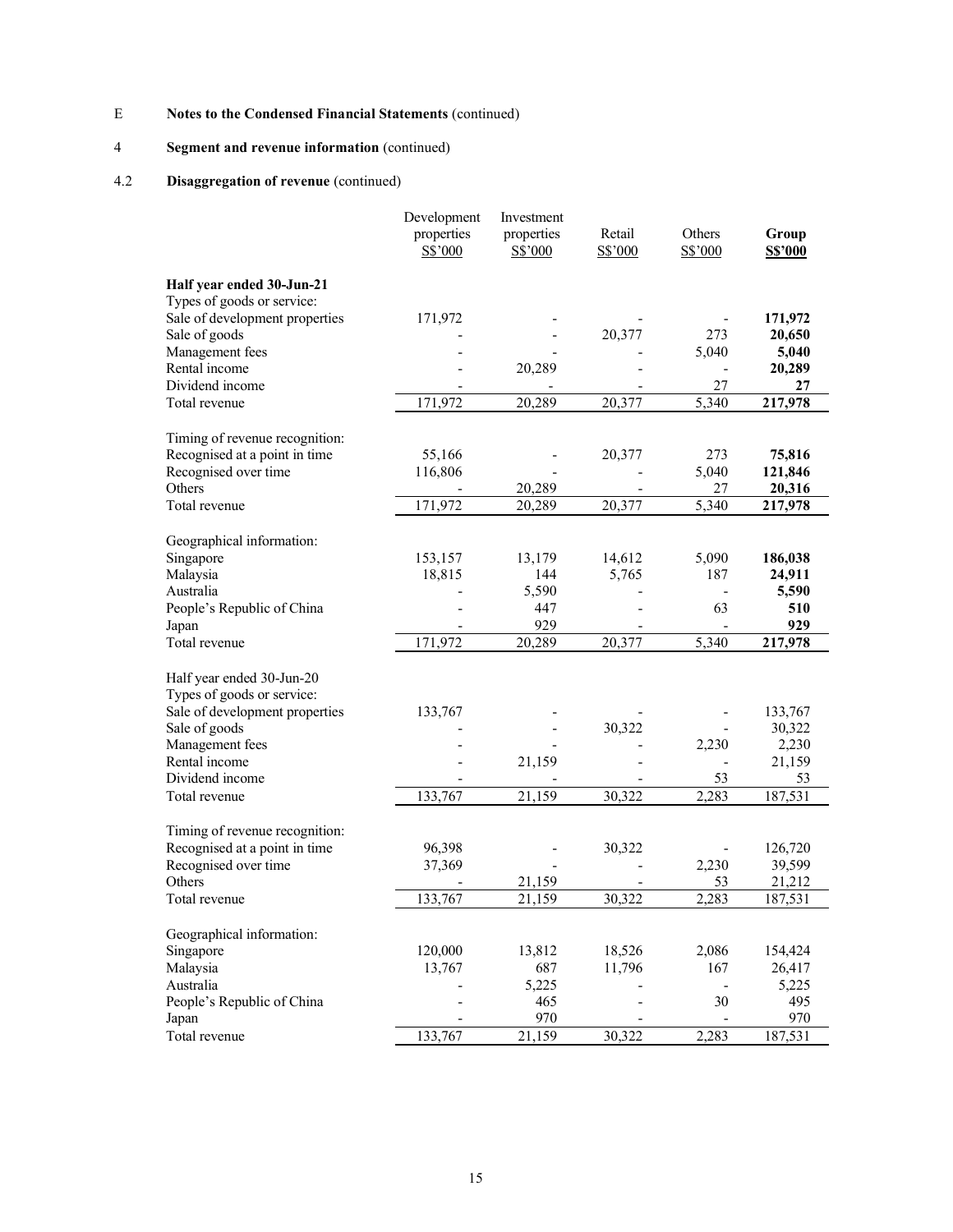E **Notes to the Condensed Financial Statements** (continued)

4 **Segment and revenue information** (continued)

4.2 **Disaggregation of revenue** (continued)

| | Development properties S$'000 | Investment properties S$'000 | Retail S$'000 | Others S$'000 | **Group S$'000** |
|---|---|---|---|---|---|
| **Half year ended 30-Jun-21** | | | | | |
| Types of goods or service: | | | | | |
| Sale of development properties | 171,972 | - | - | - | **171,972** |
| Sale of goods | - | - | 20,377 | 273 | **20,650** |
| Management fees | - | - | - | 5,040 | **5,040** |
| Rental income | - | 20,289 | - | - | **20,289** |
| Dividend income | - | - | - | 27 | **27** |
| Total revenue | 171,972 | 20,289 | 20,377 | 5,340 | **217,978** |
| | | | | | |
| Timing of revenue recognition: | | | | | |
| Recognised at a point in time | 55,166 | - | 20,377 | 273 | **75,816** |
| Recognised over time | 116,806 | - | - | 5,040 | **121,846** |
| Others | - | 20,289 | - | 27 | **20,316** |
| Total revenue | 171,972 | 20,289 | 20,377 | 5,340 | **217,978** |
| | | | | | |
| Geographical information: | | | | | |
| Singapore | 153,157 | 13,179 | 14,612 | 5,090 | **186,038** |
| Malaysia | 18,815 | 144 | 5,765 | 187 | **24,911** |
| Australia | - | 5,590 | - | - | **5,590** |
| People's Republic of China | - | 447 | - | 63 | **510** |
| Japan | - | 929 | - | - | **929** |
| Total revenue | 171,972 | 20,289 | 20,377 | 5,340 | **217,978** |
| | | | | | |
| Half year ended 30-Jun-20 | | | | | |
| Types of goods or service: | | | | | |
| Sale of development properties | 133,767 | - | - | - | 133,767 |
| Sale of goods | - | - | 30,322 | - | 30,322 |
| Management fees | - | - | - | 2,230 | 2,230 |
| Rental income | - | 21,159 | - | - | 21,159 |
| Dividend income | - | - | - | 53 | 53 |
| Total revenue | 133,767 | 21,159 | 30,322 | 2,283 | 187,531 |
| | | | | | |
| Timing of revenue recognition: | | | | | |
| Recognised at a point in time | 96,398 | - | 30,322 | - | 126,720 |
| Recognised over time | 37,369 | - | - | 2,230 | 39,599 |
| Others | - | 21,159 | - | 53 | 21,212 |
| Total revenue | 133,767 | 21,159 | 30,322 | 2,283 | 187,531 |
| | | | | | |
| Geographical information: | | | | | |
| Singapore | 120,000 | 13,812 | 18,526 | 2,086 | 154,424 |
| Malaysia | 13,767 | 687 | 11,796 | 167 | 26,417 |
| Australia | - | 5,225 | - | - | 5,225 |
| People's Republic of China | - | 465 | - | 30 | 495 |
| Japan | - | 970 | - | - | 970 |
| Total revenue | 133,767 | 21,159 | 30,322 | 2,283 | 187,531 |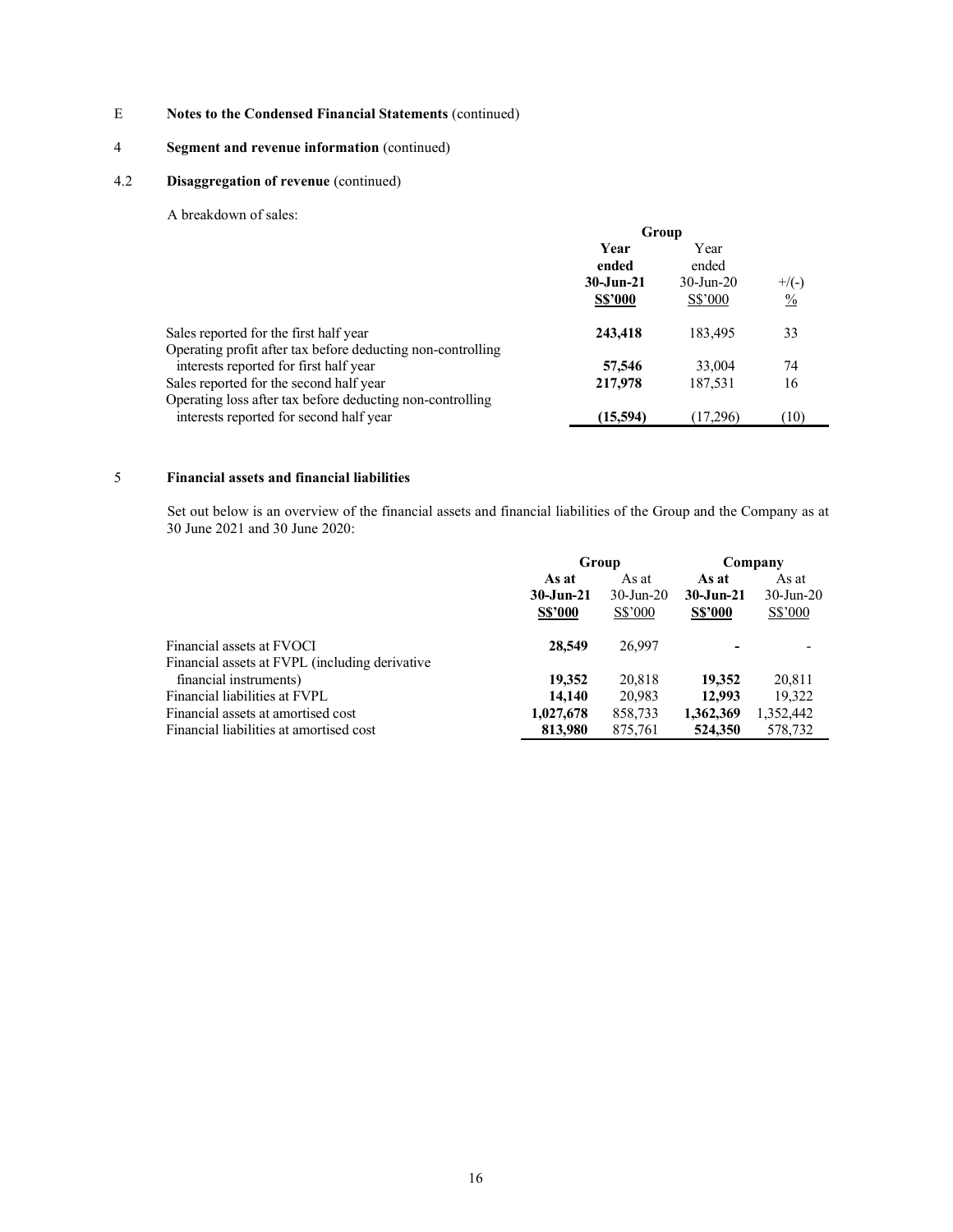E **Notes to the Condensed Financial Statements** (continued)

4 **Segment and revenue information** (continued)

4.2 **Disaggregation of revenue** (continued)

A breakdown of sales:

| | Group | | |
|---|---|---|---|
| | **Year ended 30-Jun-21 S$'000** | Year ended 30-Jun-20 S$'000 | +/(-) % |
| Sales reported for the first half year | **243,418** | 183,495 | 33 |
| Operating profit after tax before deducting non-controlling interests reported for first half year | **57,546** | 33,004 | 74 |
| Sales reported for the second half year | **217,978** | 187,531 | 16 |
| Operating loss after tax before deducting non-controlling interests reported for second half year | **(15,594)** | (17,296) | (10) |

5 **Financial assets and financial liabilities**

Set out below is an overview of the financial assets and financial liabilities of the Group and the Company as at 30 June 2021 and 30 June 2020:

| | Group | | Company | |
|---|---|---|---|---|
| | **As at 30-Jun-21 S$'000** | As at 30-Jun-20 S$'000 | **As at 30-Jun-21 S$'000** | As at 30-Jun-20 S$'000 |
| Financial assets at FVOCI | **28,549** | 26,997 | **-** | - |
| Financial assets at FVPL (including derivative financial instruments) | **19,352** | 20,818 | **19,352** | 20,811 |
| Financial liabilities at FVPL | **14,140** | 20,983 | **12,993** | 19,322 |
| Financial assets at amortised cost | **1,027,678** | 858,733 | **1,362,369** | 1,352,442 |
| Financial liabilities at amortised cost | **813,980** | 875,761 | **524,350** | 578,732 |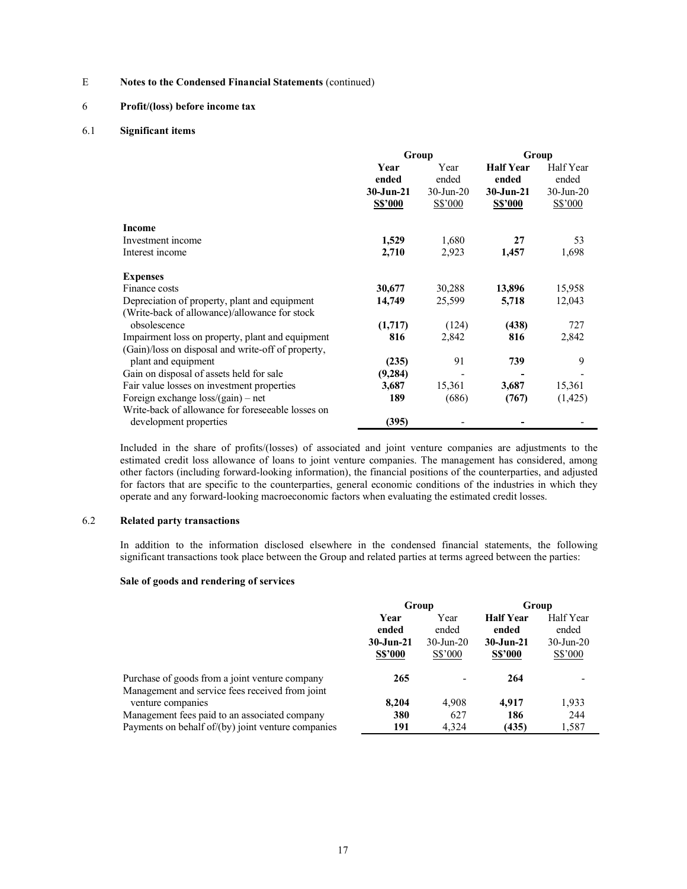E **Notes to the Condensed Financial Statements** (continued)

## 6 Profit/(loss) before income tax

### 6.1 Significant items

| | Group | | Group | |
|---|---|---|---|---|
| | **Year ended 30-Jun-21 S$'000** | Year ended 30-Jun-20 S$'000 | **Half Year ended 30-Jun-21 S$'000** | Half Year ended 30-Jun-20 S$'000 |
| **Income** | | | | |
| Investment income | **1,529** | 1,680 | **27** | 53 |
| Interest income | **2,710** | 2,923 | **1,457** | 1,698 |
| **Expenses** | | | | |
| Finance costs | **30,677** | 30,288 | **13,896** | 15,958 |
| Depreciation of property, plant and equipment | **14,749** | 25,599 | **5,718** | 12,043 |
| (Write-back of allowance)/allowance for stock obsolescence | **(1,717)** | (124) | **(438)** | 727 |
| Impairment loss on property, plant and equipment | **816** | 2,842 | **816** | 2,842 |
| (Gain)/loss on disposal and write-off of property, plant and equipment | **(235)** | 91 | **739** | 9 |
| Gain on disposal of assets held for sale | **(9,284)** | - | **-** | - |
| Fair value losses on investment properties | **3,687** | 15,361 | **3,687** | 15,361 |
| Foreign exchange loss/(gain) – net | **189** | (686) | **(767)** | (1,425) |
| Write-back of allowance for foreseeable losses on development properties | **(395)** | - | **-** | - |

Included in the share of profits/(losses) of associated and joint venture companies are adjustments to the estimated credit loss allowance of loans to joint venture companies. The management has considered, among other factors (including forward-looking information), the financial positions of the counterparties, and adjusted for factors that are specific to the counterparties, general economic conditions of the industries in which they operate and any forward-looking macroeconomic factors when evaluating the estimated credit losses.

### 6.2 Related party transactions

In addition to the information disclosed elsewhere in the condensed financial statements, the following significant transactions took place between the Group and related parties at terms agreed between the parties:

**Sale of goods and rendering of services**

| | Group | | Group | |
|---|---|---|---|---|
| | **Year ended 30-Jun-21 S$'000** | Year ended 30-Jun-20 S$'000 | **Half Year ended 30-Jun-21 S$'000** | Half Year ended 30-Jun-20 S$'000 |
| Purchase of goods from a joint venture company | **265** | - | **264** | - |
| Management and service fees received from joint venture companies | **8,204** | 4,908 | **4,917** | 1,933 |
| Management fees paid to an associated company | **380** | 627 | **186** | 244 |
| Payments on behalf of/(by) joint venture companies | **191** | 4,324 | **(435)** | 1,587 |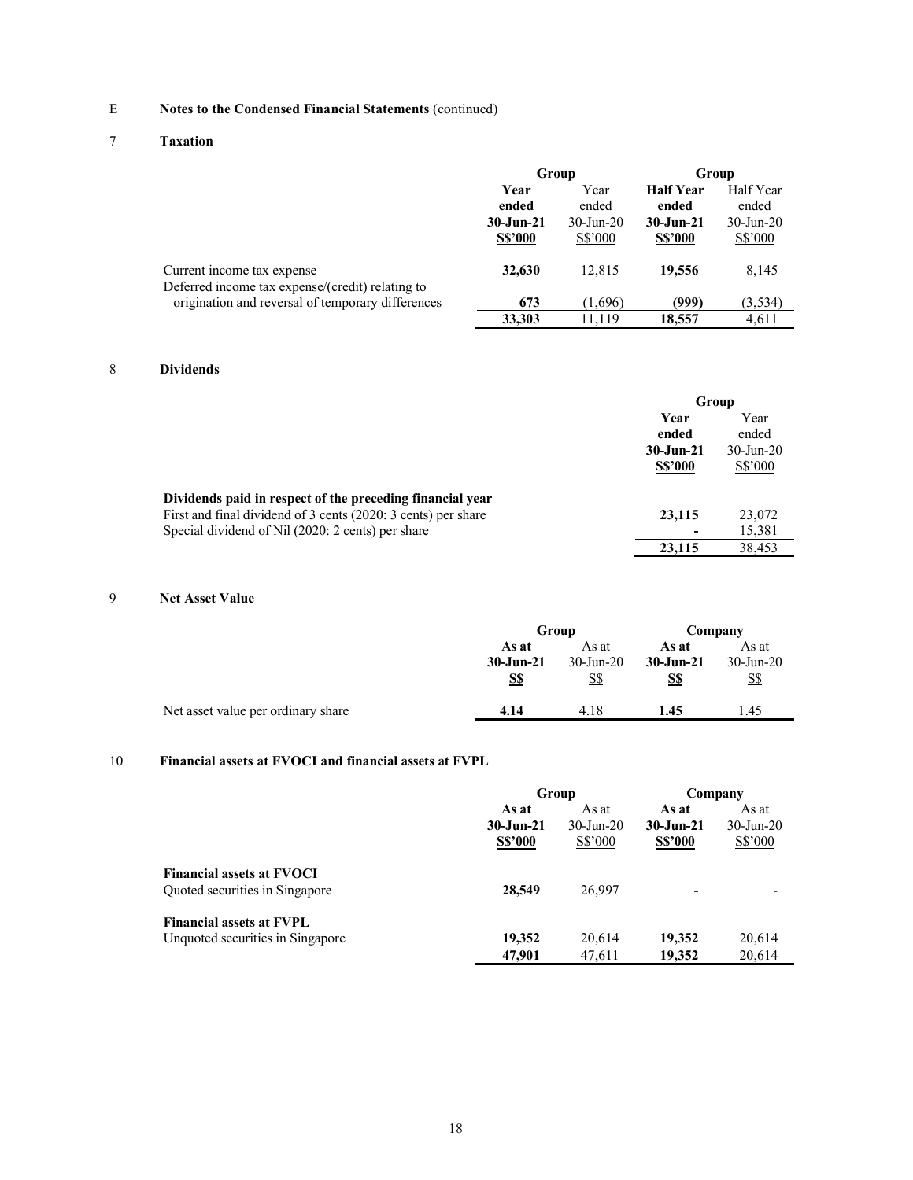## E Notes to the Condensed Financial Statements (continued)

### 7 Taxation

| | Group | | Group | |
|---|---|---|---|---|
| | **Year ended 30-Jun-21 S$'000** | Year ended 30-Jun-20 S$'000 | **Half Year ended 30-Jun-21 S$'000** | Half Year ended 30-Jun-20 S$'000 |
| Current income tax expense | **32,630** | 12,815 | **19,556** | 8,145 |
| Deferred income tax expense/(credit) relating to origination and reversal of temporary differences | **673** | (1,696) | **(999)** | (3,534) |
| | **33,303** | 11,119 | **18,557** | 4,611 |

### 8 Dividends

| | Group | |
|---|---|---|
| | **Year ended 30-Jun-21 S$'000** | Year ended 30-Jun-20 S$'000 |
| **Dividends paid in respect of the preceding financial year** | | |
| First and final dividend of 3 cents (2020: 3 cents) per share | **23,115** | 23,072 |
| Special dividend of Nil (2020: 2 cents) per share | **-** | 15,381 |
| | **23,115** | 38,453 |

### 9 Net Asset Value

| | Group | | Company | |
|---|---|---|---|---|
| | **As at 30-Jun-21 S$** | As at 30-Jun-20 S$ | **As at 30-Jun-21 S$** | As at 30-Jun-20 S$ |
| Net asset value per ordinary share | **4.14** | 4.18 | **1.45** | 1.45 |

### 10 Financial assets at FVOCI and financial assets at FVPL

| | Group | | Company | |
|---|---|---|---|---|
| | **As at 30-Jun-21 S$'000** | As at 30-Jun-20 S$'000 | **As at 30-Jun-21 S$'000** | As at 30-Jun-20 S$'000 |
| **Financial assets at FVOCI** | | | | |
| Quoted securities in Singapore | **28,549** | 26,997 | **-** | - |
| **Financial assets at FVPL** | | | | |
| Unquoted securities in Singapore | **19,352** | 20,614 | **19,352** | 20,614 |
| | **47,901** | 47,611 | **19,352** | 20,614 |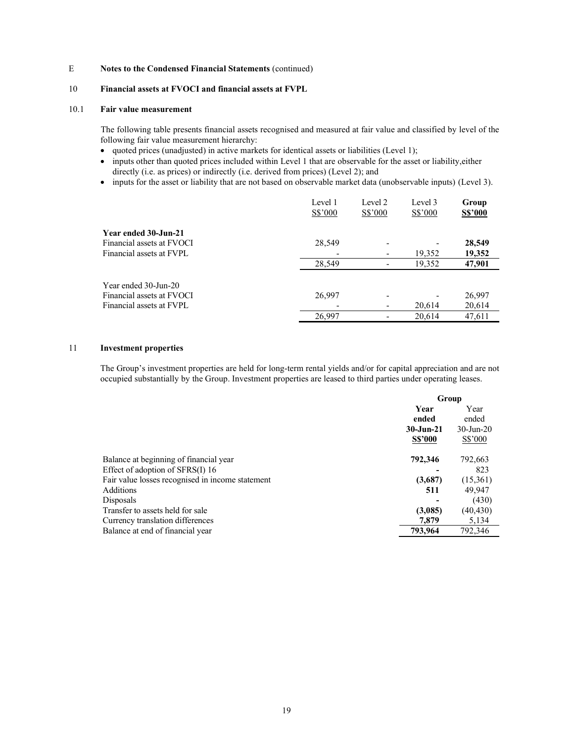E **Notes to the Condensed Financial Statements** (continued)

## 10 Financial assets at FVOCI and financial assets at FVPL

### 10.1 Fair value measurement

The following table presents financial assets recognised and measured at fair value and classified by level of the following fair value measurement hierarchy:

- quoted prices (unadjusted) in active markets for identical assets or liabilities (Level 1);
- inputs other than quoted prices included within Level 1 that are observable for the asset or liability,either directly (i.e. as prices) or indirectly (i.e. derived from prices) (Level 2); and
- inputs for the asset or liability that are not based on observable market data (unobservable inputs) (Level 3).

| | Level 1 S$'000 | Level 2 S$'000 | Level 3 S$'000 | **Group S$'000** |
|---|---|---|---|---|
| **Year ended 30-Jun-21** | | | | |
| Financial assets at FVOCI | 28,549 | - | - | **28,549** |
| Financial assets at FVPL | - | - | 19,352 | **19,352** |
| | 28,549 | - | 19,352 | **47,901** |
| Year ended 30-Jun-20 | | | | |
| Financial assets at FVOCI | 26,997 | - | - | 26,997 |
| Financial assets at FVPL | - | - | 20,614 | 20,614 |
| | 26,997 | - | 20,614 | 47,611 |

## 11 Investment properties

The Group's investment properties are held for long-term rental yields and/or for capital appreciation and are not occupied substantially by the Group. Investment properties are leased to third parties under operating leases.

| | **Group** | |
|---|---|---|
| | **Year ended 30-Jun-21 S$'000** | Year ended 30-Jun-20 S$'000 |
| Balance at beginning of financial year | **792,346** | 792,663 |
| Effect of adoption of SFRS(I) 16 | **-** | 823 |
| Fair value losses recognised in income statement | **(3,687)** | (15,361) |
| Additions | **511** | 49,947 |
| Disposals | **-** | (430) |
| Transfer to assets held for sale | **(3,085)** | (40,430) |
| Currency translation differences | **7,879** | 5,134 |
| Balance at end of financial year | **793,964** | 792,346 |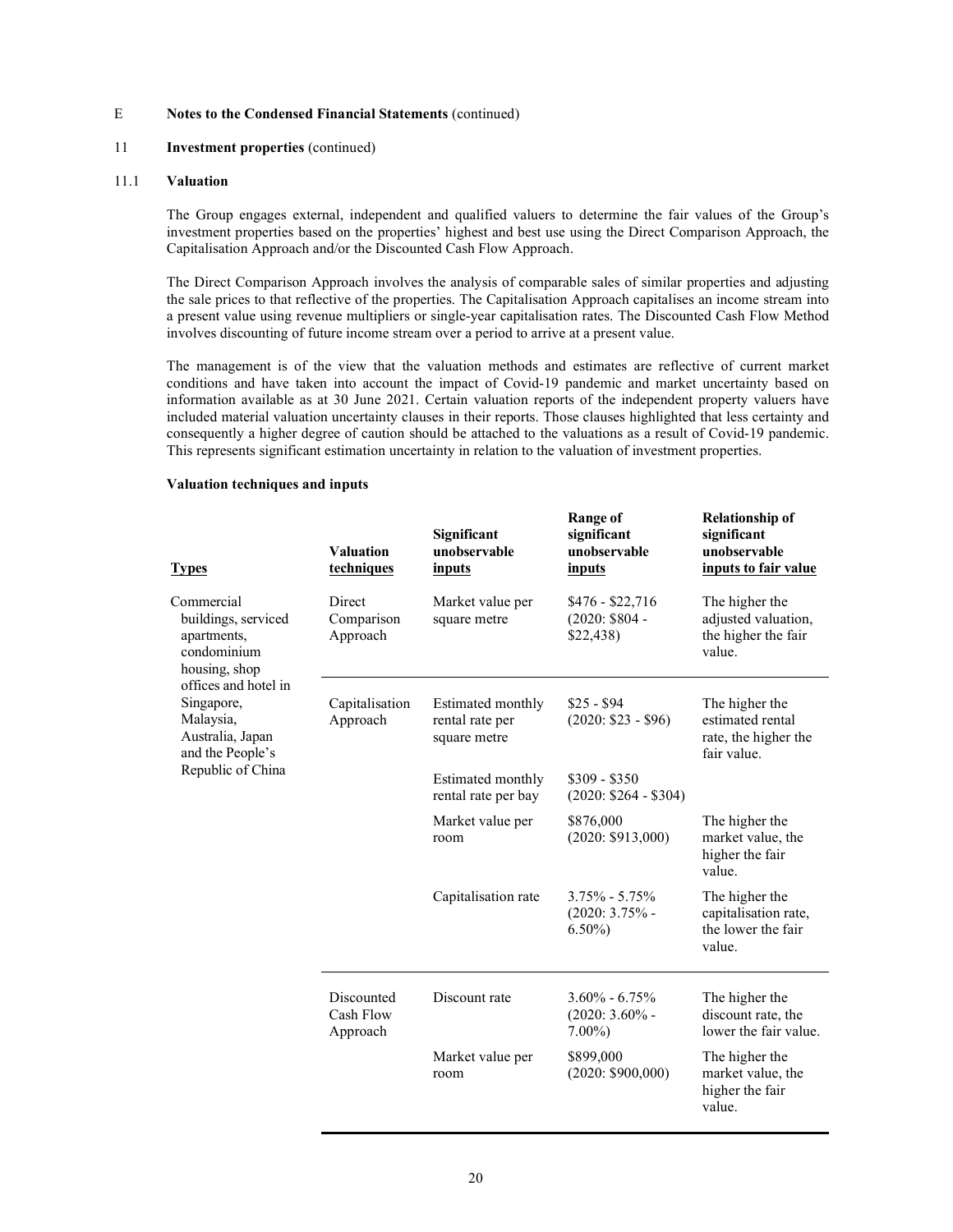E **Notes to the Condensed Financial Statements** (continued)

11 **Investment properties** (continued)

11.1 **Valuation**

The Group engages external, independent and qualified valuers to determine the fair values of the Group's investment properties based on the properties' highest and best use using the Direct Comparison Approach, the Capitalisation Approach and/or the Discounted Cash Flow Approach.

The Direct Comparison Approach involves the analysis of comparable sales of similar properties and adjusting the sale prices to that reflective of the properties. The Capitalisation Approach capitalises an income stream into a present value using revenue multipliers or single-year capitalisation rates. The Discounted Cash Flow Method involves discounting of future income stream over a period to arrive at a present value.

The management is of the view that the valuation methods and estimates are reflective of current market conditions and have taken into account the impact of Covid-19 pandemic and market uncertainty based on information available as at 30 June 2021. Certain valuation reports of the independent property valuers have included material valuation uncertainty clauses in their reports. Those clauses highlighted that less certainty and consequently a higher degree of caution should be attached to the valuations as a result of Covid-19 pandemic. This represents significant estimation uncertainty in relation to the valuation of investment properties.

**Valuation techniques and inputs**

| Types | Valuation techniques | Significant unobservable inputs | Range of significant unobservable inputs | Relationship of significant unobservable inputs to fair value |
|---|---|---|---|---|
| Commercial buildings, serviced apartments, condominium housing, shop offices and hotel in Singapore, Malaysia, Australia, Japan and the People's Republic of China | Direct Comparison Approach | Market value per square metre | \$476 - \$22,716 (2020: \$804 - \$22,438) | The higher the adjusted valuation, the higher the fair value. |
| | Capitalisation Approach | Estimated monthly rental rate per square metre | \$25 - \$94 (2020: \$23 - \$96) | The higher the estimated rental rate, the higher the fair value. |
| | | Estimated monthly rental rate per bay | \$309 - \$350 (2020: \$264 - \$304) | |
| | | Market value per room | \$876,000 (2020: \$913,000) | The higher the market value, the higher the fair value. |
| | | Capitalisation rate | 3.75% - 5.75% (2020: 3.75% - 6.50%) | The higher the capitalisation rate, the lower the fair value. |
| | Discounted Cash Flow Approach | Discount rate | 3.60% - 6.75% (2020: 3.60% - 7.00%) | The higher the discount rate, the lower the fair value. |
| | | Market value per room | \$899,000 (2020: \$900,000) | The higher the market value, the higher the fair value. |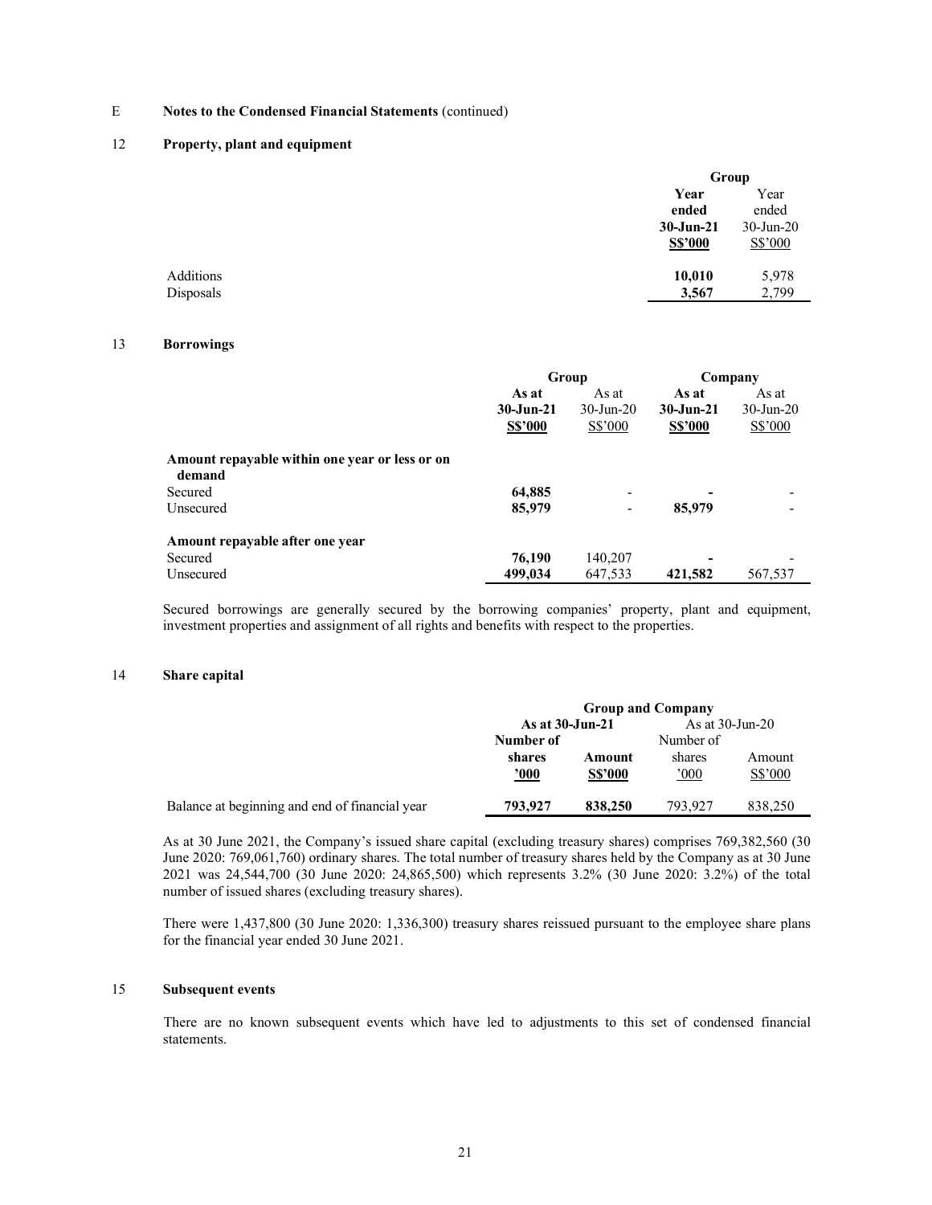E **Notes to the Condensed Financial Statements** (continued)

## 12 Property, plant and equipment

| | Group | |
|---|---|---|
| | **Year ended 30-Jun-21 S$'000** | Year ended 30-Jun-20 S$'000 |
| Additions | **10,010** | 5,978 |
| Disposals | **3,567** | 2,799 |

## 13 Borrowings

| | Group | | Company | |
|---|---|---|---|---|
| | **As at 30-Jun-21 S$'000** | As at 30-Jun-20 S$'000 | **As at 30-Jun-21 S$'000** | As at 30-Jun-20 S$'000 |
| **Amount repayable within one year or less or on demand** | | | | |
| Secured | **64,885** | - | **-** | - |
| Unsecured | **85,979** | - | **85,979** | - |
| **Amount repayable after one year** | | | | |
| Secured | **76,190** | 140,207 | **-** | - |
| Unsecured | **499,034** | 647,533 | **421,582** | 567,537 |

Secured borrowings are generally secured by the borrowing companies' property, plant and equipment, investment properties and assignment of all rights and benefits with respect to the properties.

## 14 Share capital

| | Group and Company | | | |
|---|---|---|---|---|
| | **As at 30-Jun-21** | | As at 30-Jun-20 | |
| | **Number of shares '000** | **Amount S$'000** | Number of shares '000 | Amount S$'000 |
| Balance at beginning and end of financial year | **793,927** | **838,250** | 793,927 | 838,250 |

As at 30 June 2021, the Company's issued share capital (excluding treasury shares) comprises 769,382,560 (30 June 2020: 769,061,760) ordinary shares. The total number of treasury shares held by the Company as at 30 June 2021 was 24,544,700 (30 June 2020: 24,865,500) which represents 3.2% (30 June 2020: 3.2%) of the total number of issued shares (excluding treasury shares).

There were 1,437,800 (30 June 2020: 1,336,300) treasury shares reissued pursuant to the employee share plans for the financial year ended 30 June 2021.

## 15 Subsequent events

There are no known subsequent events which have led to adjustments to this set of condensed financial statements.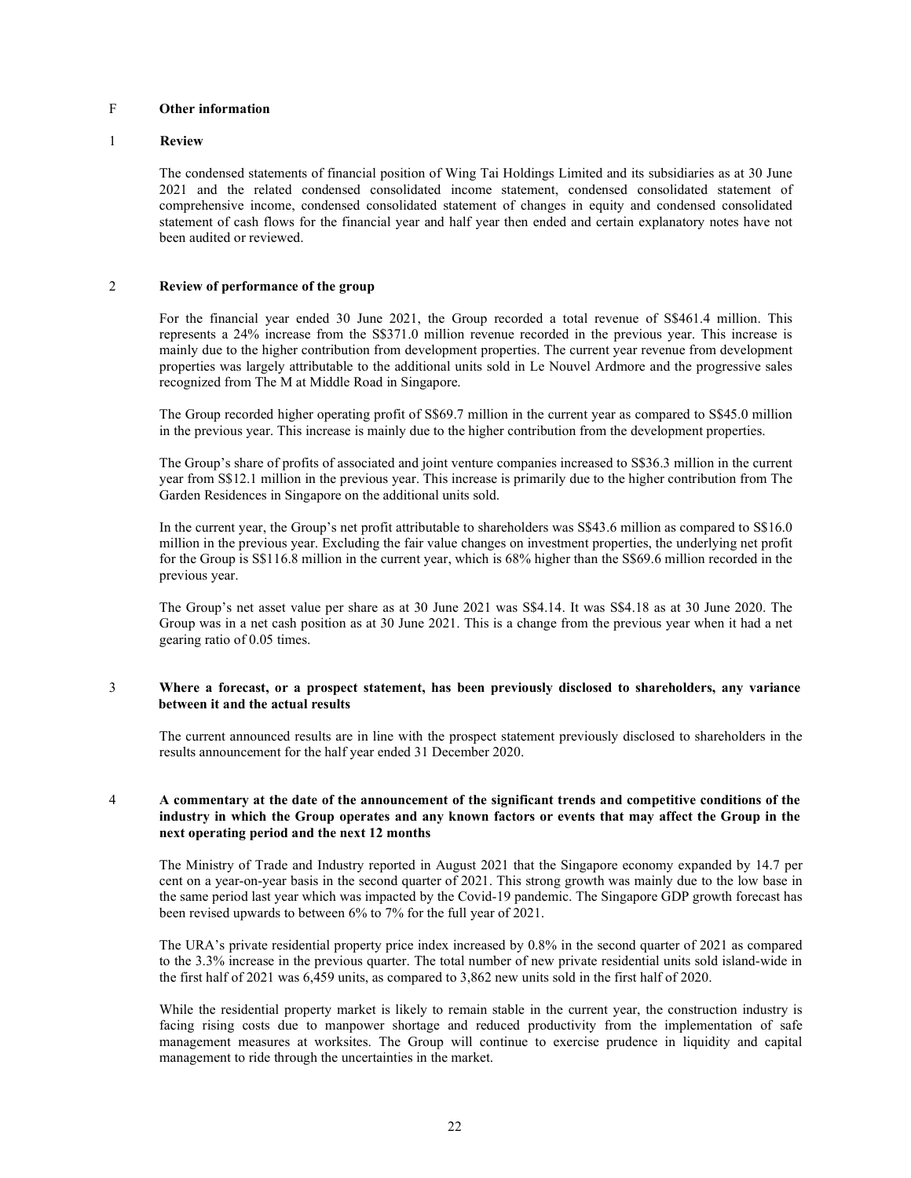## F Other information

### 1 Review

The condensed statements of financial position of Wing Tai Holdings Limited and its subsidiaries as at 30 June 2021 and the related condensed consolidated income statement, condensed consolidated statement of comprehensive income, condensed consolidated statement of changes in equity and condensed consolidated statement of cash flows for the financial year and half year then ended and certain explanatory notes have not been audited or reviewed.

### 2 Review of performance of the group

For the financial year ended 30 June 2021, the Group recorded a total revenue of S$461.4 million. This represents a 24% increase from the S$371.0 million revenue recorded in the previous year. This increase is mainly due to the higher contribution from development properties. The current year revenue from development properties was largely attributable to the additional units sold in Le Nouvel Ardmore and the progressive sales recognized from The M at Middle Road in Singapore.

The Group recorded higher operating profit of S$69.7 million in the current year as compared to S$45.0 million in the previous year. This increase is mainly due to the higher contribution from the development properties.

The Group's share of profits of associated and joint venture companies increased to S$36.3 million in the current year from S$12.1 million in the previous year. This increase is primarily due to the higher contribution from The Garden Residences in Singapore on the additional units sold.

In the current year, the Group's net profit attributable to shareholders was S$43.6 million as compared to S$16.0 million in the previous year. Excluding the fair value changes on investment properties, the underlying net profit for the Group is S$116.8 million in the current year, which is 68% higher than the S$69.6 million recorded in the previous year.

The Group's net asset value per share as at 30 June 2021 was S$4.14. It was S$4.18 as at 30 June 2020. The Group was in a net cash position as at 30 June 2021. This is a change from the previous year when it had a net gearing ratio of 0.05 times.

### 3 Where a forecast, or a prospect statement, has been previously disclosed to shareholders, any variance between it and the actual results

The current announced results are in line with the prospect statement previously disclosed to shareholders in the results announcement for the half year ended 31 December 2020.

### 4 A commentary at the date of the announcement of the significant trends and competitive conditions of the industry in which the Group operates and any known factors or events that may affect the Group in the next operating period and the next 12 months

The Ministry of Trade and Industry reported in August 2021 that the Singapore economy expanded by 14.7 per cent on a year-on-year basis in the second quarter of 2021. This strong growth was mainly due to the low base in the same period last year which was impacted by the Covid-19 pandemic. The Singapore GDP growth forecast has been revised upwards to between 6% to 7% for the full year of 2021.

The URA's private residential property price index increased by 0.8% in the second quarter of 2021 as compared to the 3.3% increase in the previous quarter. The total number of new private residential units sold island-wide in the first half of 2021 was 6,459 units, as compared to 3,862 new units sold in the first half of 2020.

While the residential property market is likely to remain stable in the current year, the construction industry is facing rising costs due to manpower shortage and reduced productivity from the implementation of safe management measures at worksites. The Group will continue to exercise prudence in liquidity and capital management to ride through the uncertainties in the market.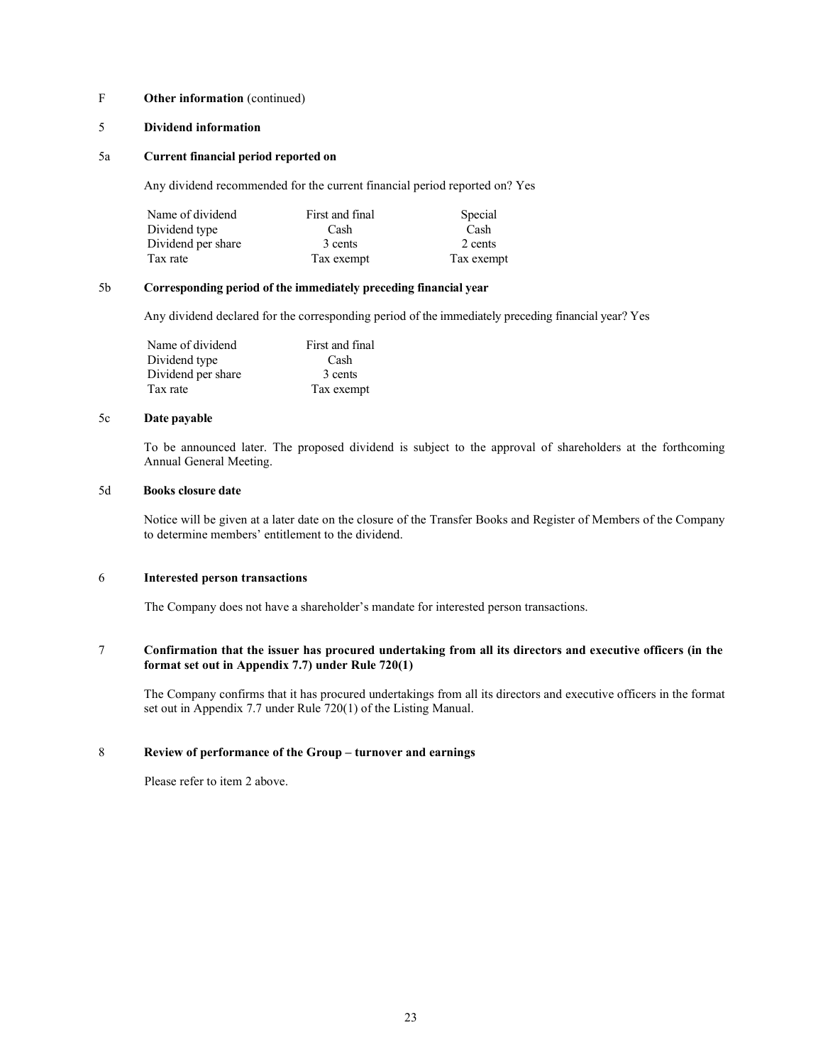F **Other information** (continued)

5 **Dividend information**

5a **Current financial period reported on**

Any dividend recommended for the current financial period reported on? Yes

| Name of dividend | First and final | Special |
|---|---|---|
| Dividend type | Cash | Cash |
| Dividend per share | 3 cents | 2 cents |
| Tax rate | Tax exempt | Tax exempt |

5b **Corresponding period of the immediately preceding financial year**

Any dividend declared for the corresponding period of the immediately preceding financial year? Yes

| Name of dividend | First and final |
|---|---|
| Dividend type | Cash |
| Dividend per share | 3 cents |
| Tax rate | Tax exempt |

5c **Date payable**

To be announced later. The proposed dividend is subject to the approval of shareholders at the forthcoming Annual General Meeting.

5d **Books closure date**

Notice will be given at a later date on the closure of the Transfer Books and Register of Members of the Company to determine members' entitlement to the dividend.

6 **Interested person transactions**

The Company does not have a shareholder's mandate for interested person transactions.

7 **Confirmation that the issuer has procured undertaking from all its directors and executive officers (in the format set out in Appendix 7.7) under Rule 720(1)**

The Company confirms that it has procured undertakings from all its directors and executive officers in the format set out in Appendix 7.7 under Rule 720(1) of the Listing Manual.

8 **Review of performance of the Group – turnover and earnings**

Please refer to item 2 above.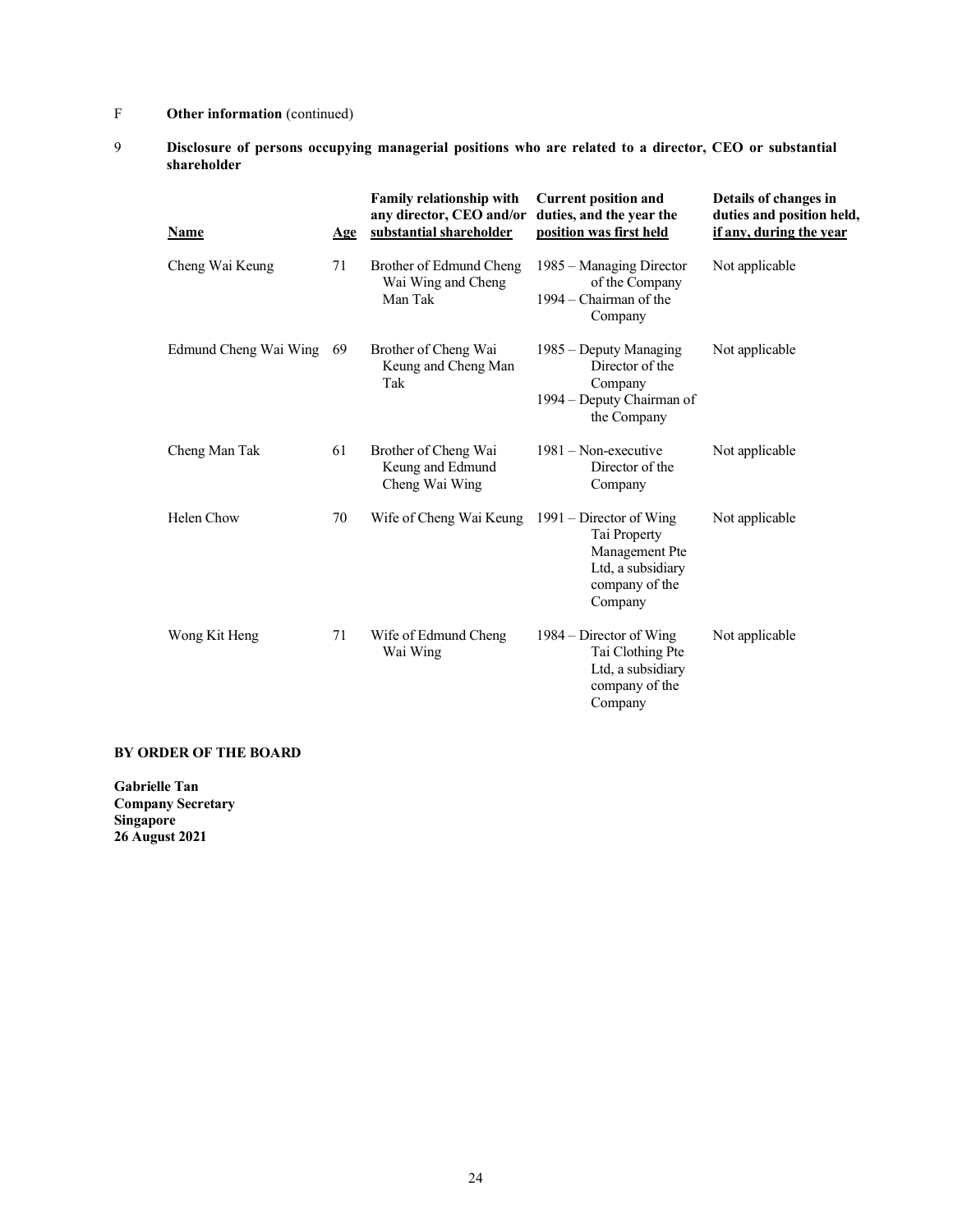F **Other information** (continued)

9 **Disclosure of persons occupying managerial positions who are related to a director, CEO or substantial shareholder**

| Name | Age | Family relationship with any director, CEO and/or substantial shareholder | Current position and duties, and the year the position was first held | Details of changes in duties and position held, if any, during the year |
|---|---|---|---|---|
| Cheng Wai Keung | 71 | Brother of Edmund Cheng Wai Wing and Cheng Man Tak | 1985 – Managing Director of the Company<br>1994 – Chairman of the Company | Not applicable |
| Edmund Cheng Wai Wing | 69 | Brother of Cheng Wai Keung and Cheng Man Tak | 1985 – Deputy Managing Director of the Company<br>1994 – Deputy Chairman of the Company | Not applicable |
| Cheng Man Tak | 61 | Brother of Cheng Wai Keung and Edmund Cheng Wai Wing | 1981 – Non-executive Director of the Company | Not applicable |
| Helen Chow | 70 | Wife of Cheng Wai Keung | 1991 – Director of Wing Tai Property Management Pte Ltd, a subsidiary company of the Company | Not applicable |
| Wong Kit Heng | 71 | Wife of Edmund Cheng Wai Wing | 1984 – Director of Wing Tai Clothing Pte Ltd, a subsidiary company of the Company | Not applicable |

**BY ORDER OF THE BOARD**

**Gabrielle Tan**
**Company Secretary**
**Singapore**
**26 August 2021**